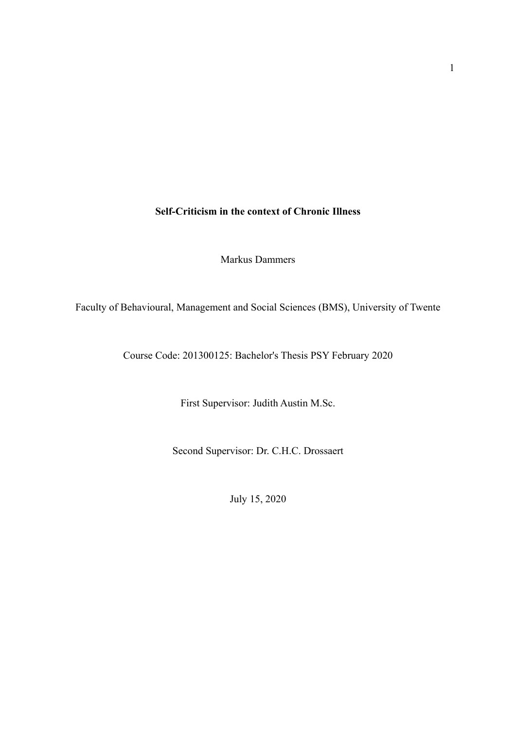**Self-Criticism in the context of Chronic Illness**

Markus Dammers

Faculty of Behavioural, Management and Social Sciences (BMS), University of Twente

Course Code: 201300125: Bachelor's Thesis PSY February 2020

First Supervisor: Judith Austin M.Sc.

Second Supervisor: Dr. C.H.C. Drossaert

July 15, 2020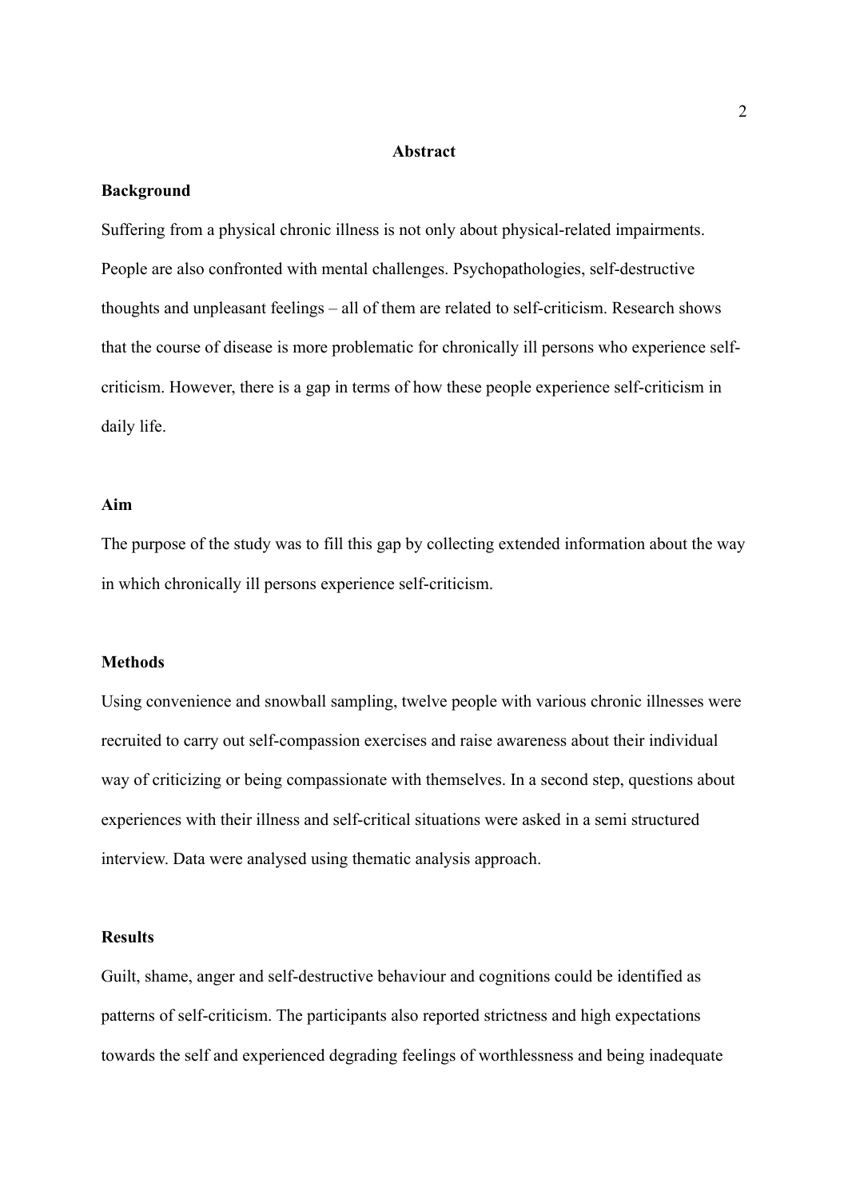## Abstract

### Background

Suffering from a physical chronic illness is not only about physical-related impairments. People are also confronted with mental challenges. Psychopathologies, self-destructive thoughts and unpleasant feelings – all of them are related to self-criticism. Research shows that the course of disease is more problematic for chronically ill persons who experience self-criticism. However, there is a gap in terms of how these people experience self-criticism in daily life.

### Aim

The purpose of the study was to fill this gap by collecting extended information about the way in which chronically ill persons experience self-criticism.

### Methods

Using convenience and snowball sampling, twelve people with various chronic illnesses were recruited to carry out self-compassion exercises and raise awareness about their individual way of criticizing or being compassionate with themselves. In a second step, questions about experiences with their illness and self-critical situations were asked in a semi structured interview. Data were analysed using thematic analysis approach.

### Results

Guilt, shame, anger and self-destructive behaviour and cognitions could be identified as patterns of self-criticism. The participants also reported strictness and high expectations towards the self and experienced degrading feelings of worthlessness and being inadequate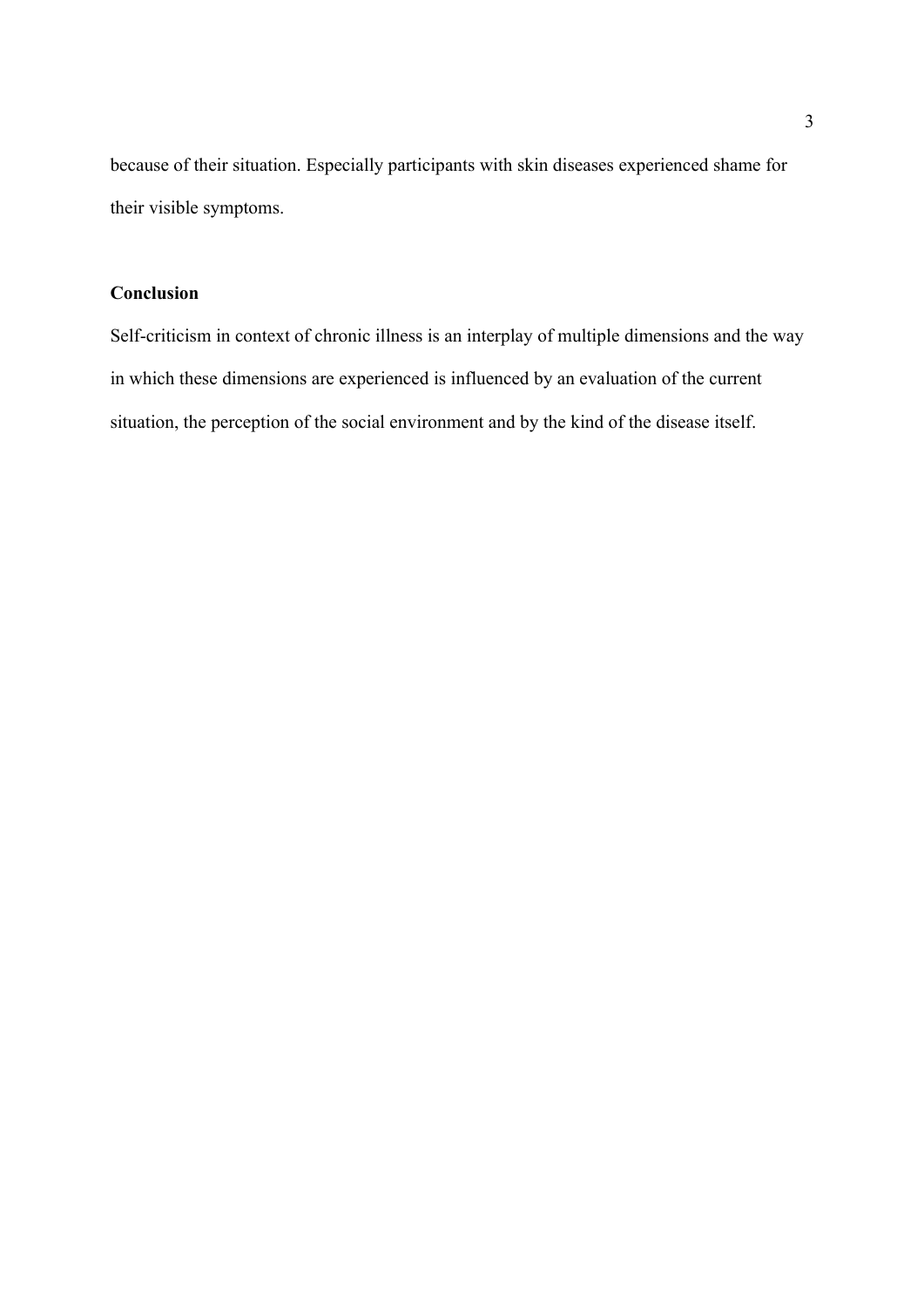because of their situation. Especially participants with skin diseases experienced shame for their visible symptoms.

**Conclusion**

Self-criticism in context of chronic illness is an interplay of multiple dimensions and the way in which these dimensions are experienced is influenced by an evaluation of the current situation, the perception of the social environment and by the kind of the disease itself.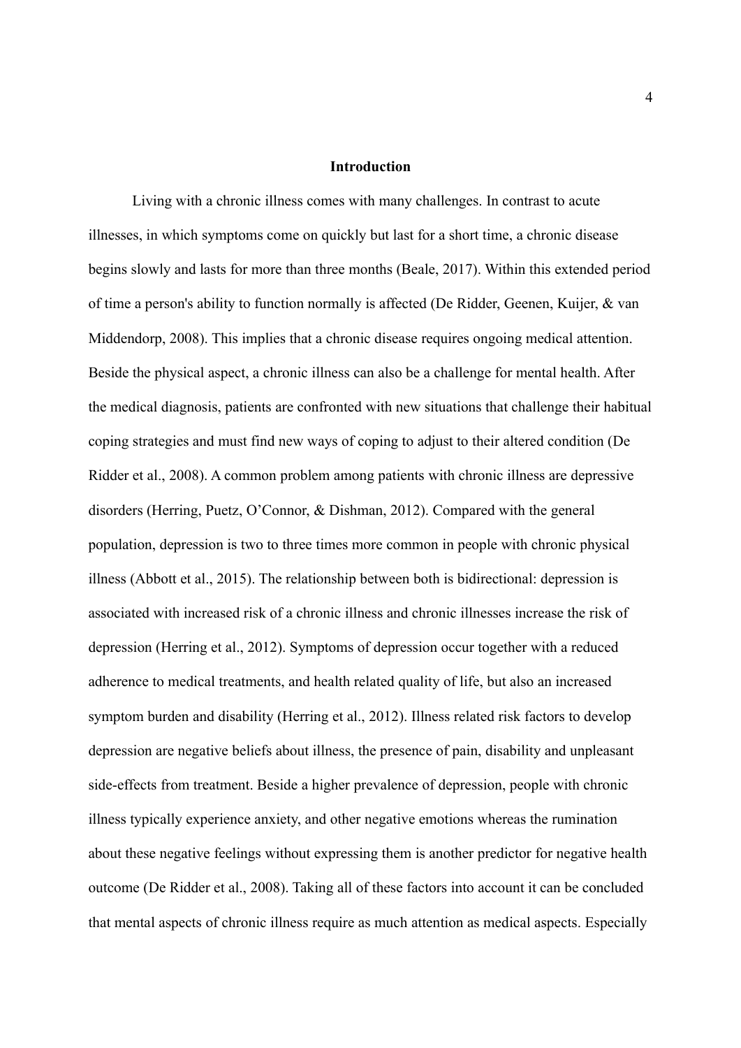## Introduction

Living with a chronic illness comes with many challenges. In contrast to acute illnesses, in which symptoms come on quickly but last for a short time, a chronic disease begins slowly and lasts for more than three months (Beale, 2017). Within this extended period of time a person's ability to function normally is affected (De Ridder, Geenen, Kuijer, & van Middendorp, 2008). This implies that a chronic disease requires ongoing medical attention. Beside the physical aspect, a chronic illness can also be a challenge for mental health. After the medical diagnosis, patients are confronted with new situations that challenge their habitual coping strategies and must find new ways of coping to adjust to their altered condition (De Ridder et al., 2008). A common problem among patients with chronic illness are depressive disorders (Herring, Puetz, O'Connor, & Dishman, 2012). Compared with the general population, depression is two to three times more common in people with chronic physical illness (Abbott et al., 2015). The relationship between both is bidirectional: depression is associated with increased risk of a chronic illness and chronic illnesses increase the risk of depression (Herring et al., 2012). Symptoms of depression occur together with a reduced adherence to medical treatments, and health related quality of life, but also an increased symptom burden and disability (Herring et al., 2012). Illness related risk factors to develop depression are negative beliefs about illness, the presence of pain, disability and unpleasant side-effects from treatment. Beside a higher prevalence of depression, people with chronic illness typically experience anxiety, and other negative emotions whereas the rumination about these negative feelings without expressing them is another predictor for negative health outcome (De Ridder et al., 2008). Taking all of these factors into account it can be concluded that mental aspects of chronic illness require as much attention as medical aspects. Especially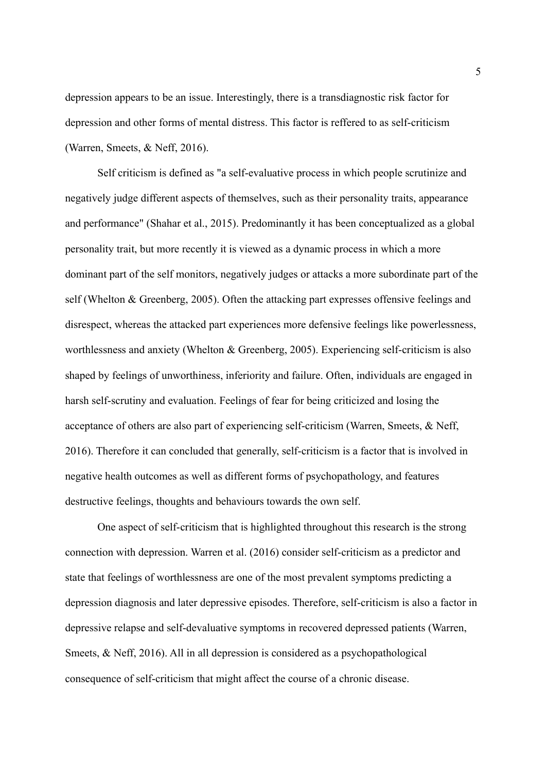depression appears to be an issue. Interestingly, there is a transdiagnostic risk factor for depression and other forms of mental distress. This factor is reffered to as self-criticism (Warren, Smeets, & Neff, 2016).

Self criticism is defined as "a self-evaluative process in which people scrutinize and negatively judge different aspects of themselves, such as their personality traits, appearance and performance" (Shahar et al., 2015). Predominantly it has been conceptualized as a global personality trait, but more recently it is viewed as a dynamic process in which a more dominant part of the self monitors, negatively judges or attacks a more subordinate part of the self (Whelton & Greenberg, 2005). Often the attacking part expresses offensive feelings and disrespect, whereas the attacked part experiences more defensive feelings like powerlessness, worthlessness and anxiety (Whelton & Greenberg, 2005). Experiencing self-criticism is also shaped by feelings of unworthiness, inferiority and failure. Often, individuals are engaged in harsh self-scrutiny and evaluation. Feelings of fear for being criticized and losing the acceptance of others are also part of experiencing self-criticism (Warren, Smeets, & Neff, 2016). Therefore it can concluded that generally, self-criticism is a factor that is involved in negative health outcomes as well as different forms of psychopathology, and features destructive feelings, thoughts and behaviours towards the own self.

One aspect of self-criticism that is highlighted throughout this research is the strong connection with depression. Warren et al. (2016) consider self-criticism as a predictor and state that feelings of worthlessness are one of the most prevalent symptoms predicting a depression diagnosis and later depressive episodes. Therefore, self-criticism is also a factor in depressive relapse and self-devaluative symptoms in recovered depressed patients (Warren, Smeets, & Neff, 2016). All in all depression is considered as a psychopathological consequence of self-criticism that might affect the course of a chronic disease.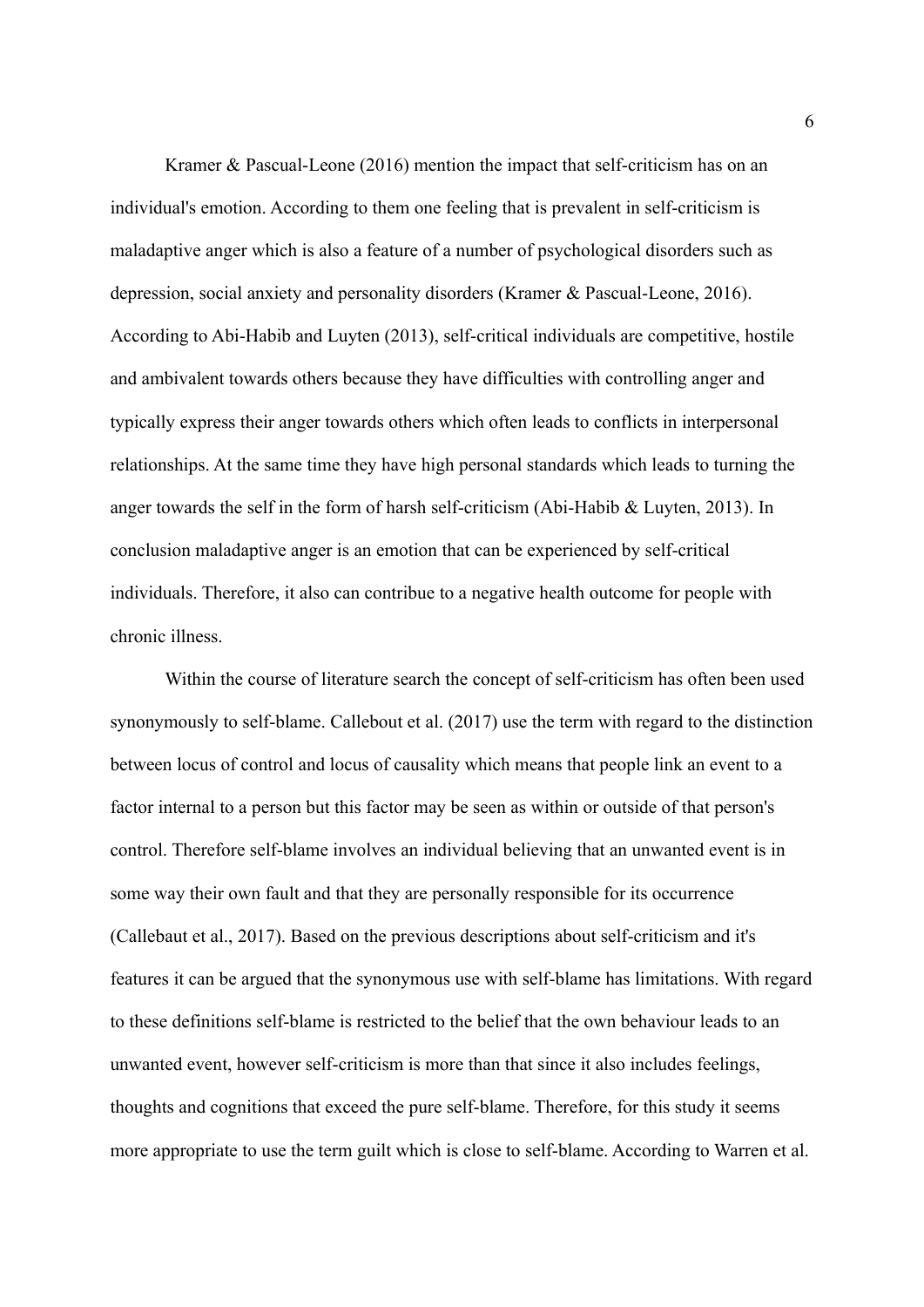Kramer & Pascual-Leone (2016) mention the impact that self-criticism has on an individual's emotion. According to them one feeling that is prevalent in self-criticism is maladaptive anger which is also a feature of a number of psychological disorders such as depression, social anxiety and personality disorders (Kramer & Pascual-Leone, 2016). According to Abi-Habib and Luyten (2013), self-critical individuals are competitive, hostile and ambivalent towards others because they have difficulties with controlling anger and typically express their anger towards others which often leads to conflicts in interpersonal relationships. At the same time they have high personal standards which leads to turning the anger towards the self in the form of harsh self-criticism (Abi-Habib & Luyten, 2013). In conclusion maladaptive anger is an emotion that can be experienced by self-critical individuals. Therefore, it also can contribue to a negative health outcome for people with chronic illness.

Within the course of literature search the concept of self-criticism has often been used synonymously to self-blame. Callebout et al. (2017) use the term with regard to the distinction between locus of control and locus of causality which means that people link an event to a factor internal to a person but this factor may be seen as within or outside of that person's control. Therefore self-blame involves an individual believing that an unwanted event is in some way their own fault and that they are personally responsible for its occurrence (Callebaut et al., 2017). Based on the previous descriptions about self-criticism and it's features it can be argued that the synonymous use with self-blame has limitations. With regard to these definitions self-blame is restricted to the belief that the own behaviour leads to an unwanted event, however self-criticism is more than that since it also includes feelings, thoughts and cognitions that exceed the pure self-blame. Therefore, for this study it seems more appropriate to use the term guilt which is close to self-blame. According to Warren et al.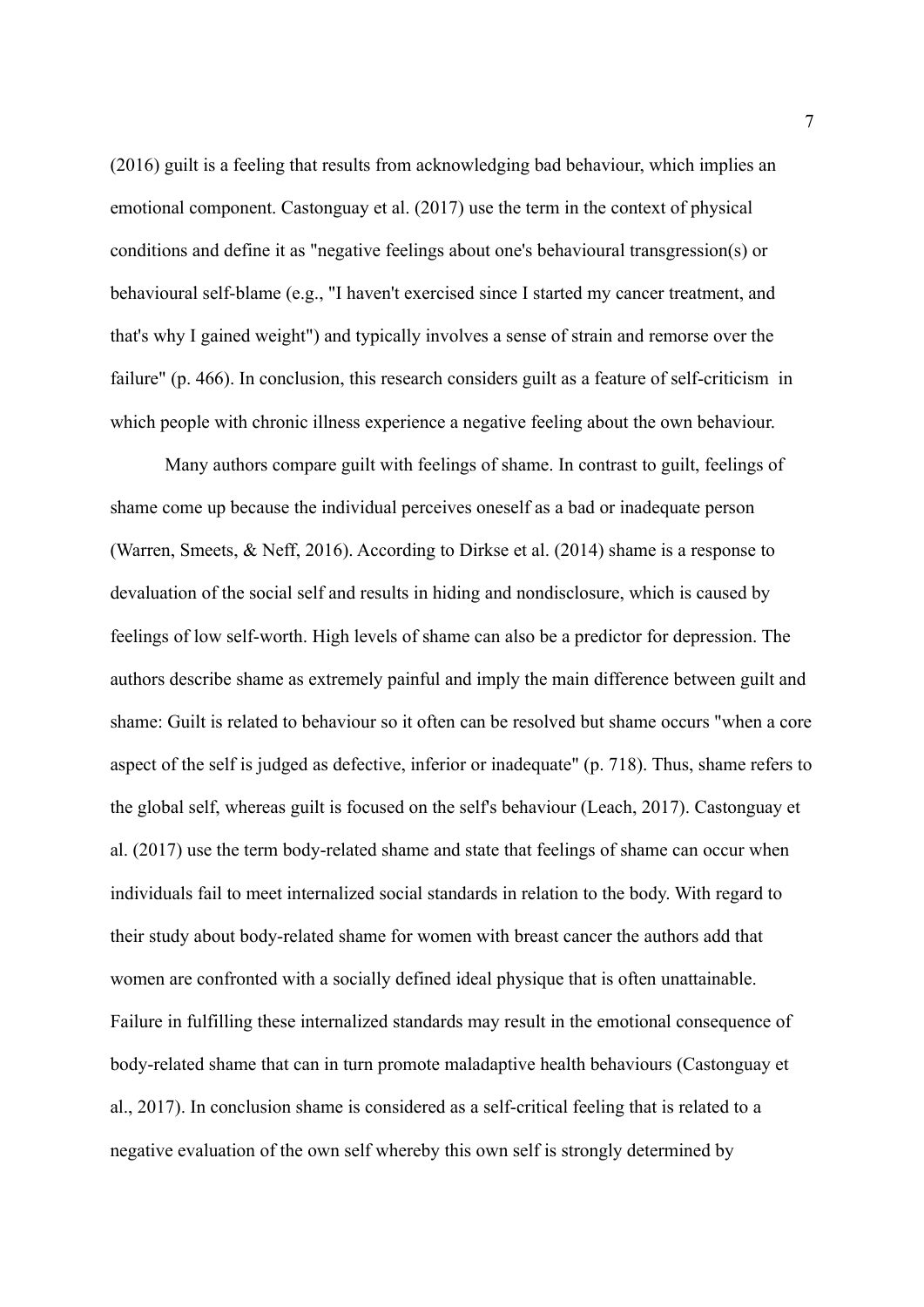(2016) guilt is a feeling that results from acknowledging bad behaviour, which implies an emotional component. Castonguay et al. (2017) use the term in the context of physical conditions and define it as "negative feelings about one's behavioural transgression(s) or behavioural self-blame (e.g., "I haven't exercised since I started my cancer treatment, and that's why I gained weight") and typically involves a sense of strain and remorse over the failure" (p. 466). In conclusion, this research considers guilt as a feature of self-criticism in which people with chronic illness experience a negative feeling about the own behaviour.

Many authors compare guilt with feelings of shame. In contrast to guilt, feelings of shame come up because the individual perceives oneself as a bad or inadequate person (Warren, Smeets, & Neff, 2016). According to Dirkse et al. (2014) shame is a response to devaluation of the social self and results in hiding and nondisclosure, which is caused by feelings of low self-worth. High levels of shame can also be a predictor for depression. The authors describe shame as extremely painful and imply the main difference between guilt and shame: Guilt is related to behaviour so it often can be resolved but shame occurs "when a core aspect of the self is judged as defective, inferior or inadequate" (p. 718). Thus, shame refers to the global self, whereas guilt is focused on the self's behaviour (Leach, 2017). Castonguay et al. (2017) use the term body-related shame and state that feelings of shame can occur when individuals fail to meet internalized social standards in relation to the body. With regard to their study about body-related shame for women with breast cancer the authors add that women are confronted with a socially defined ideal physique that is often unattainable. Failure in fulfilling these internalized standards may result in the emotional consequence of body-related shame that can in turn promote maladaptive health behaviours (Castonguay et al., 2017). In conclusion shame is considered as a self-critical feeling that is related to a negative evaluation of the own self whereby this own self is strongly determined by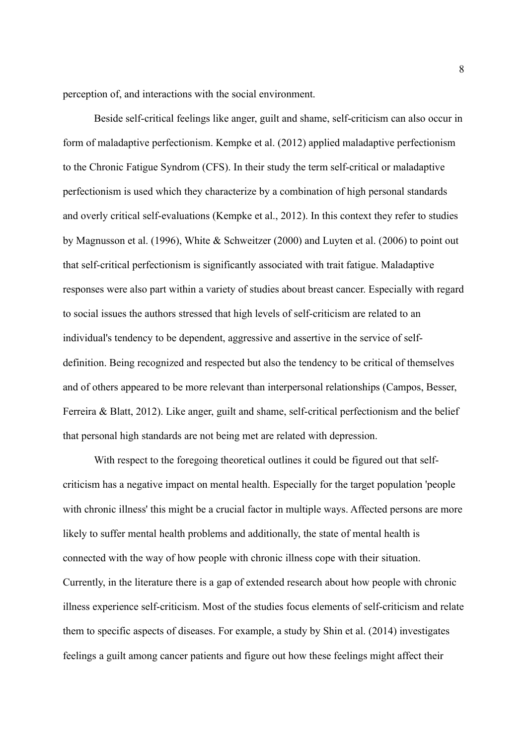perception of, and interactions with the social environment.

Beside self-critical feelings like anger, guilt and shame, self-criticism can also occur in form of maladaptive perfectionism. Kempke et al. (2012) applied maladaptive perfectionism to the Chronic Fatigue Syndrom (CFS). In their study the term self-critical or maladaptive perfectionism is used which they characterize by a combination of high personal standards and overly critical self-evaluations (Kempke et al., 2012). In this context they refer to studies by Magnusson et al. (1996), White & Schweitzer (2000) and Luyten et al. (2006) to point out that self-critical perfectionism is significantly associated with trait fatigue. Maladaptive responses were also part within a variety of studies about breast cancer. Especially with regard to social issues the authors stressed that high levels of self-criticism are related to an individual's tendency to be dependent, aggressive and assertive in the service of self-definition. Being recognized and respected but also the tendency to be critical of themselves and of others appeared to be more relevant than interpersonal relationships (Campos, Besser, Ferreira & Blatt, 2012). Like anger, guilt and shame, self-critical perfectionism and the belief that personal high standards are not being met are related with depression.

With respect to the foregoing theoretical outlines it could be figured out that self-criticism has a negative impact on mental health. Especially for the target population 'people with chronic illness' this might be a crucial factor in multiple ways. Affected persons are more likely to suffer mental health problems and additionally, the state of mental health is connected with the way of how people with chronic illness cope with their situation. Currently, in the literature there is a gap of extended research about how people with chronic illness experience self-criticism. Most of the studies focus elements of self-criticism and relate them to specific aspects of diseases. For example, a study by Shin et al. (2014) investigates feelings a guilt among cancer patients and figure out how these feelings might affect their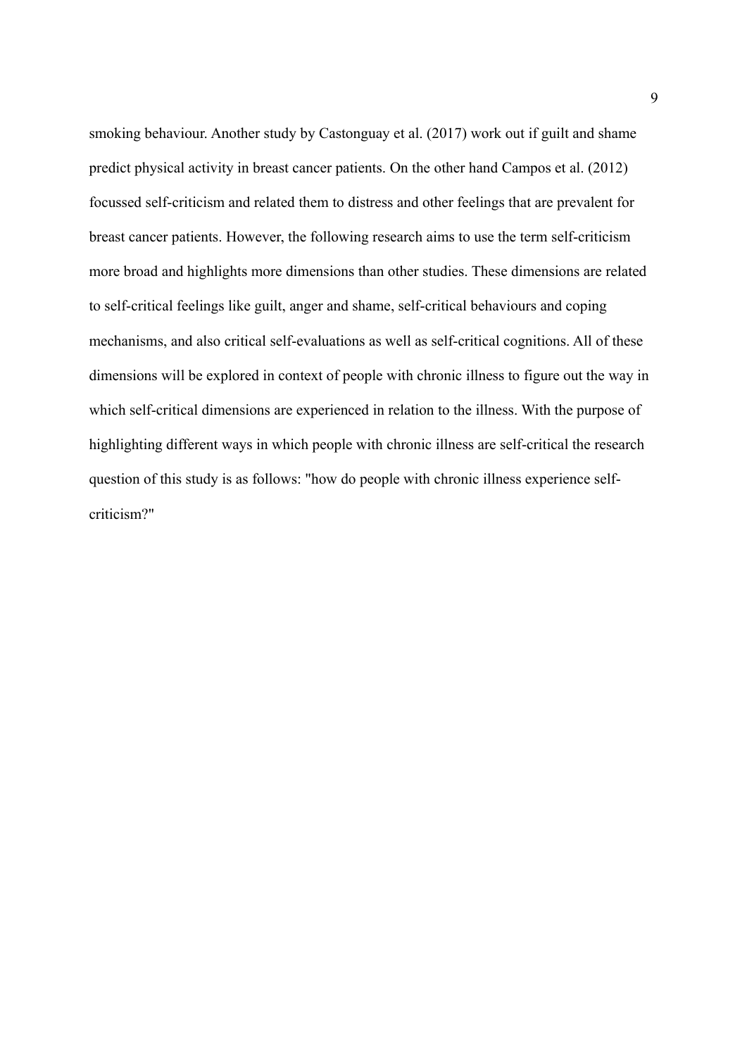smoking behaviour. Another study by Castonguay et al. (2017) work out if guilt and shame predict physical activity in breast cancer patients. On the other hand Campos et al. (2012) focussed self-criticism and related them to distress and other feelings that are prevalent for breast cancer patients. However, the following research aims to use the term self-criticism more broad and highlights more dimensions than other studies. These dimensions are related to self-critical feelings like guilt, anger and shame, self-critical behaviours and coping mechanisms, and also critical self-evaluations as well as self-critical cognitions. All of these dimensions will be explored in context of people with chronic illness to figure out the way in which self-critical dimensions are experienced in relation to the illness. With the purpose of highlighting different ways in which people with chronic illness are self-critical the research question of this study is as follows: "how do people with chronic illness experience self-criticism?"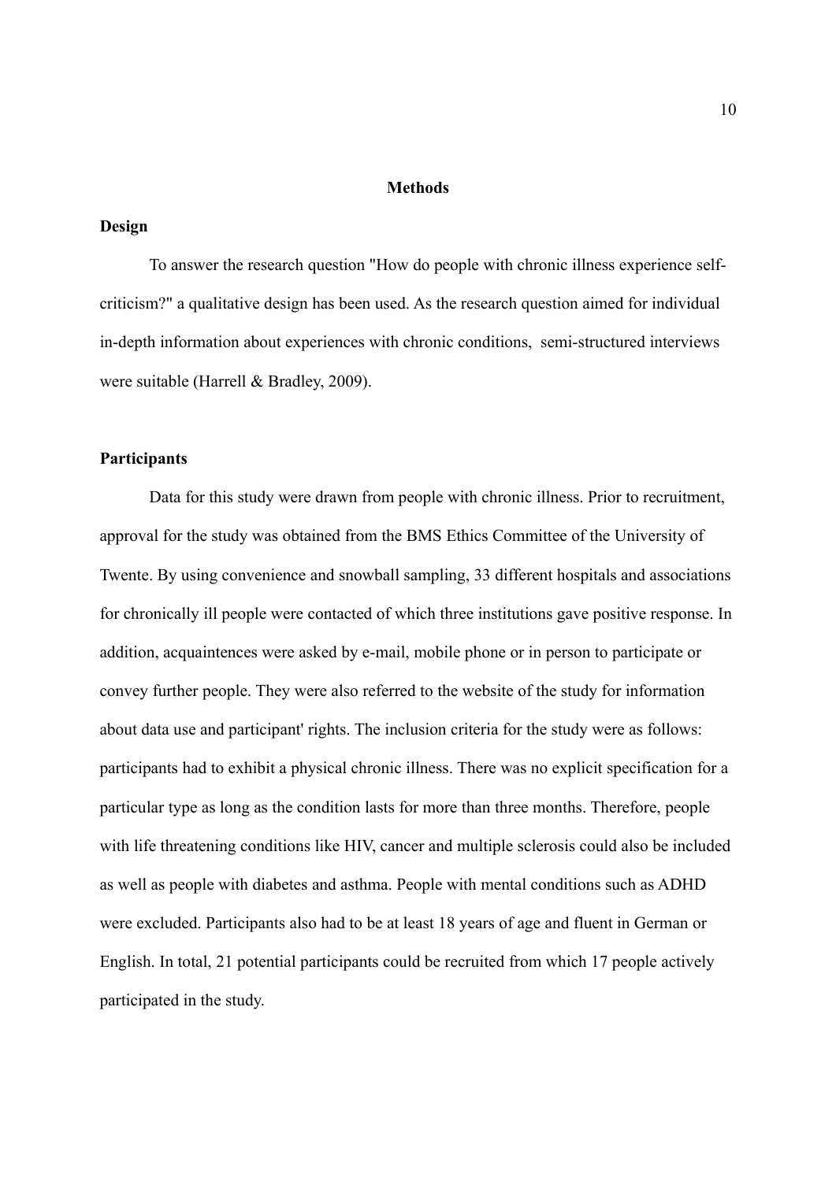# Methods

## Design

To answer the research question "How do people with chronic illness experience self-criticism?" a qualitative design has been used. As the research question aimed for individual in-depth information about experiences with chronic conditions,  semi-structured interviews were suitable (Harrell & Bradley, 2009).

## Participants

Data for this study were drawn from people with chronic illness. Prior to recruitment, approval for the study was obtained from the BMS Ethics Committee of the University of Twente. By using convenience and snowball sampling, 33 different hospitals and associations for chronically ill people were contacted of which three institutions gave positive response. In addition, acquaintences were asked by e-mail, mobile phone or in person to participate or convey further people. They were also referred to the website of the study for information about data use and participant' rights. The inclusion criteria for the study were as follows: participants had to exhibit a physical chronic illness. There was no explicit specification for a particular type as long as the condition lasts for more than three months. Therefore, people with life threatening conditions like HIV, cancer and multiple sclerosis could also be included as well as people with diabetes and asthma. People with mental conditions such as ADHD were excluded. Participants also had to be at least 18 years of age and fluent in German or English. In total, 21 potential participants could be recruited from which 17 people actively participated in the study.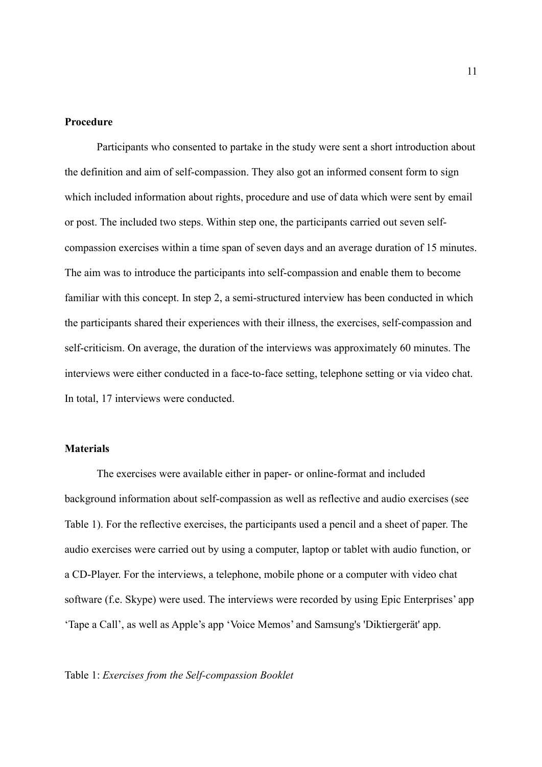**Procedure**

Participants who consented to partake in the study were sent a short introduction about the definition and aim of self-compassion. They also got an informed consent form to sign which included information about rights, procedure and use of data which were sent by email or post. The included two steps. Within step one, the participants carried out seven self-compassion exercises within a time span of seven days and an average duration of 15 minutes. The aim was to introduce the participants into self-compassion and enable them to become familiar with this concept. In step 2, a semi-structured interview has been conducted in which the participants shared their experiences with their illness, the exercises, self-compassion and self-criticism. On average, the duration of the interviews was approximately 60 minutes. The interviews were either conducted in a face-to-face setting, telephone setting or via video chat. In total, 17 interviews were conducted.

**Materials**

The exercises were available either in paper- or online-format and included background information about self-compassion as well as reflective and audio exercises (see Table 1). For the reflective exercises, the participants used a pencil and a sheet of paper. The audio exercises were carried out by using a computer, laptop or tablet with audio function, or a CD-Player. For the interviews, a telephone, mobile phone or a computer with video chat software (f.e. Skype) were used. The interviews were recorded by using Epic Enterprises' app 'Tape a Call', as well as Apple's app 'Voice Memos' and Samsung's 'Diktiergerät' app.

Table 1: *Exercises from the Self-compassion Booklet*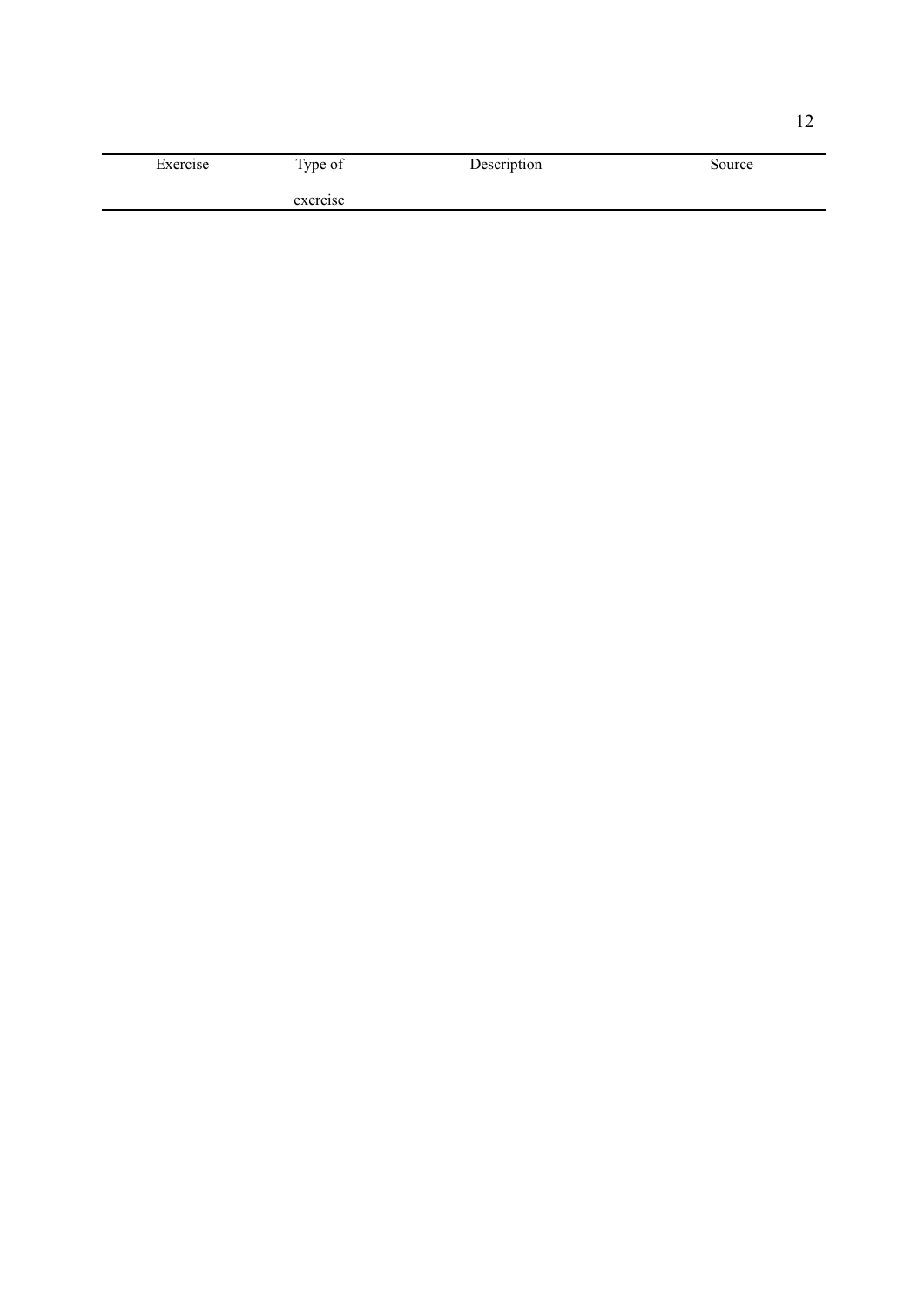| Exercise | Type of exercise | Description | Source |
|---|---|---|---|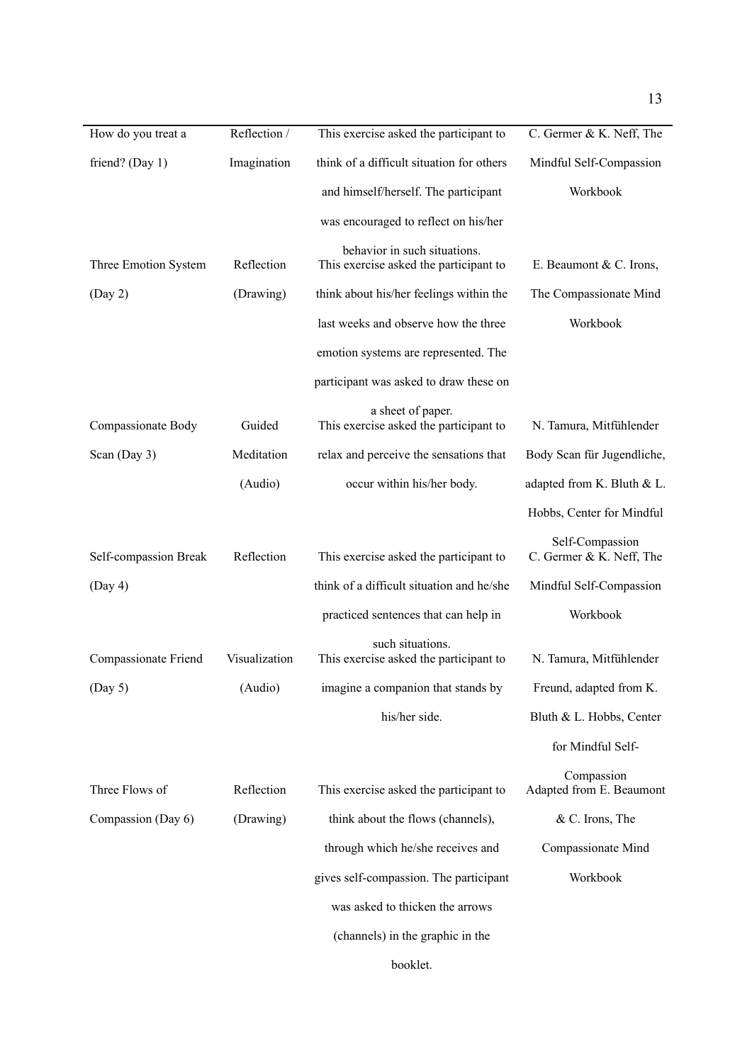| How do you treat a friend? (Day 1) | Reflection / Imagination | This exercise asked the participant to think of a difficult situation for others and himself/herself. The participant was encouraged to reflect on his/her behavior in such situations. | C. Germer & K. Neff, The Mindful Self-Compassion Workbook |
|---|---|---|---|
| Three Emotion System (Day 2) | Reflection (Drawing) | This exercise asked the participant to think about his/her feelings within the last weeks and observe how the three emotion systems are represented. The participant was asked to draw these on a sheet of paper. | E. Beaumont & C. Irons, The Compassionate Mind Workbook |
| Compassionate Body Scan (Day 3) | Guided Meditation (Audio) | This exercise asked the participant to relax and perceive the sensations that occur within his/her body. | N. Tamura, Mitfühlender Body Scan für Jugendliche, adapted from K. Bluth & L. Hobbs, Center for Mindful Self-Compassion |
| Self-compassion Break (Day 4) | Reflection | This exercise asked the participant to think of a difficult situation and he/she practiced sentences that can help in such situations. | C. Germer & K. Neff, The Mindful Self-Compassion Workbook |
| Compassionate Friend (Day 5) | Visualization (Audio) | This exercise asked the participant to imagine a companion that stands by his/her side. | N. Tamura, Mitfühlender Freund, adapted from K. Bluth & L. Hobbs, Center for Mindful Self-Compassion |
| Three Flows of Compassion (Day 6) | Reflection (Drawing) | This exercise asked the participant to think about the flows (channels), through which he/she receives and gives self-compassion. The participant was asked to thicken the arrows (channels) in the graphic in the booklet. | Adapted from E. Beaumont & C. Irons, The Compassionate Mind Workbook |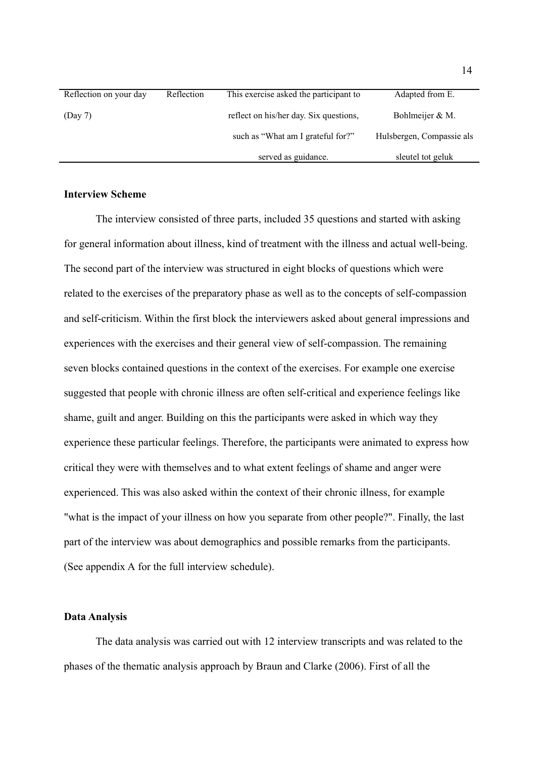| Reflection on your day (Day 7) | Reflection | This exercise asked the participant to reflect on his/her day. Six questions, such as “What am I grateful for?” served as guidance. | Adapted from E. Bohlmeijer & M. Hulsbergen, Compassie als sleutel tot geluk |
|---|---|---|---|

**Interview Scheme**

The interview consisted of three parts, included 35 questions and started with asking for general information about illness, kind of treatment with the illness and actual well-being. The second part of the interview was structured in eight blocks of questions which were related to the exercises of the preparatory phase as well as to the concepts of self-compassion and self-criticism. Within the first block the interviewers asked about general impressions and experiences with the exercises and their general view of self-compassion. The remaining seven blocks contained questions in the context of the exercises. For example one exercise suggested that people with chronic illness are often self-critical and experience feelings like shame, guilt and anger. Building on this the participants were asked in which way they experience these particular feelings. Therefore, the participants were animated to express how critical they were with themselves and to what extent feelings of shame and anger were experienced. This was also asked within the context of their chronic illness, for example "what is the impact of your illness on how you separate from other people?". Finally, the last part of the interview was about demographics and possible remarks from the participants. (See appendix A for the full interview schedule).

**Data Analysis**

The data analysis was carried out with 12 interview transcripts and was related to the phases of the thematic analysis approach by Braun and Clarke (2006). First of all the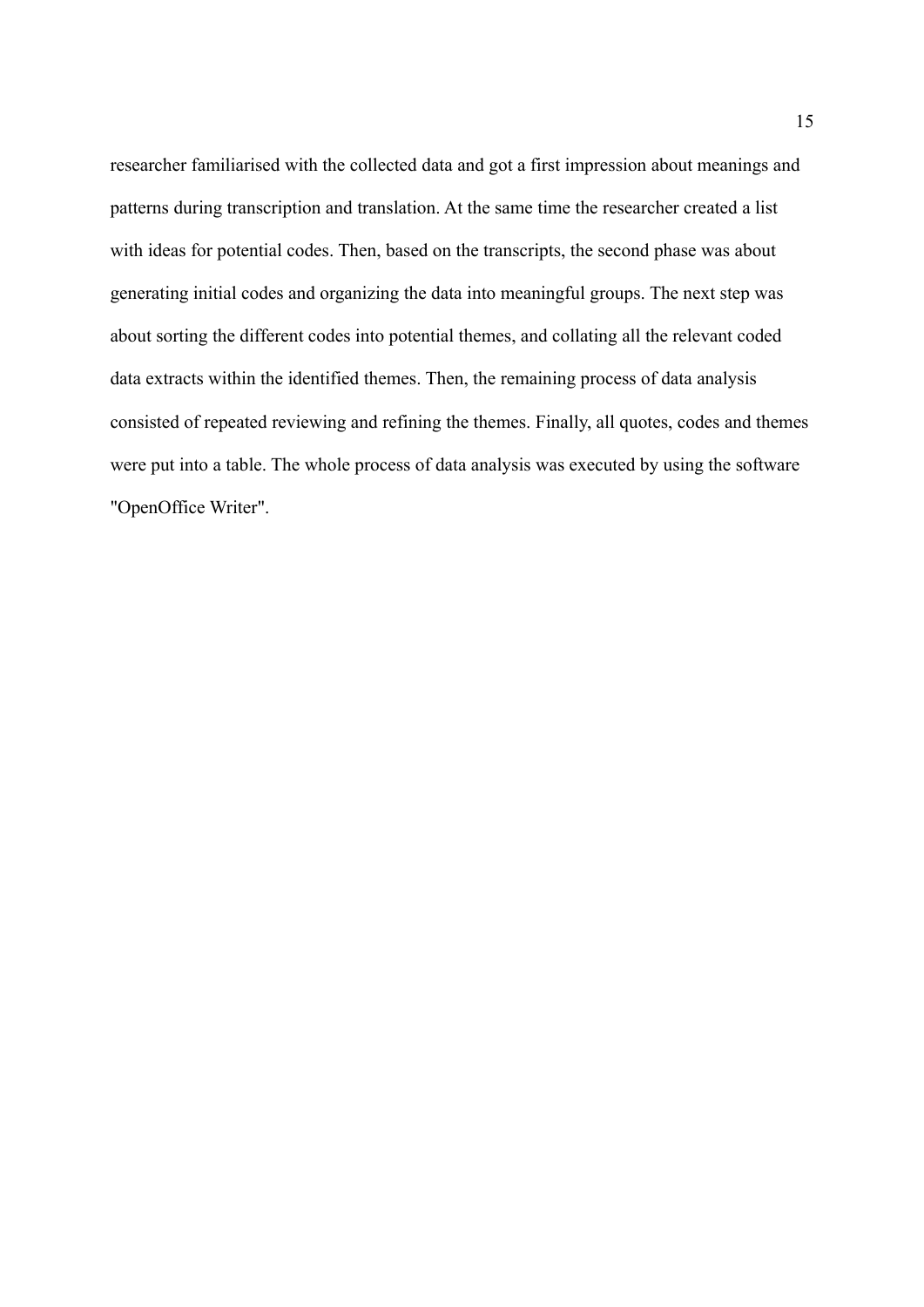researcher familiarised with the collected data and got a first impression about meanings and patterns during transcription and translation. At the same time the researcher created a list with ideas for potential codes. Then, based on the transcripts, the second phase was about generating initial codes and organizing the data into meaningful groups. The next step was about sorting the different codes into potential themes, and collating all the relevant coded data extracts within the identified themes. Then, the remaining process of data analysis consisted of repeated reviewing and refining the themes. Finally, all quotes, codes and themes were put into a table. The whole process of data analysis was executed by using the software "OpenOffice Writer".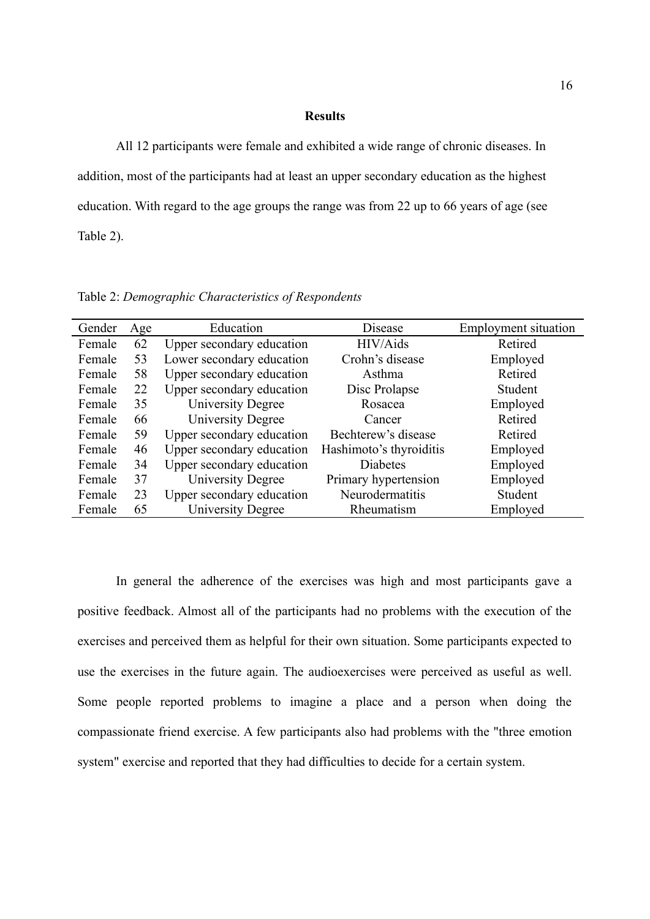## Results

All 12 participants were female and exhibited a wide range of chronic diseases. In addition, most of the participants had at least an upper secondary education as the highest education. With regard to the age groups the range was from 22 up to 66 years of age (see Table 2).

Table 2: *Demographic Characteristics of Respondents*

| Gender | Age | Education | Disease | Employment situation |
|---|---|---|---|---|
| Female | 62 | Upper secondary education | HIV/Aids | Retired |
| Female | 53 | Lower secondary education | Crohn's disease | Employed |
| Female | 58 | Upper secondary education | Asthma | Retired |
| Female | 22 | Upper secondary education | Disc Prolapse | Student |
| Female | 35 | University Degree | Rosacea | Employed |
| Female | 66 | University Degree | Cancer | Retired |
| Female | 59 | Upper secondary education | Bechterew's disease | Retired |
| Female | 46 | Upper secondary education | Hashimoto's thyroiditis | Employed |
| Female | 34 | Upper secondary education | Diabetes | Employed |
| Female | 37 | University Degree | Primary hypertension | Employed |
| Female | 23 | Upper secondary education | Neurodermatitis | Student |
| Female | 65 | University Degree | Rheumatism | Employed |

In general the adherence of the exercises was high and most participants gave a positive feedback. Almost all of the participants had no problems with the execution of the exercises and perceived them as helpful for their own situation. Some participants expected to use the exercises in the future again. The audioexercises were perceived as useful as well. Some people reported problems to imagine a place and a person when doing the compassionate friend exercise. A few participants also had problems with the "three emotion system" exercise and reported that they had difficulties to decide for a certain system.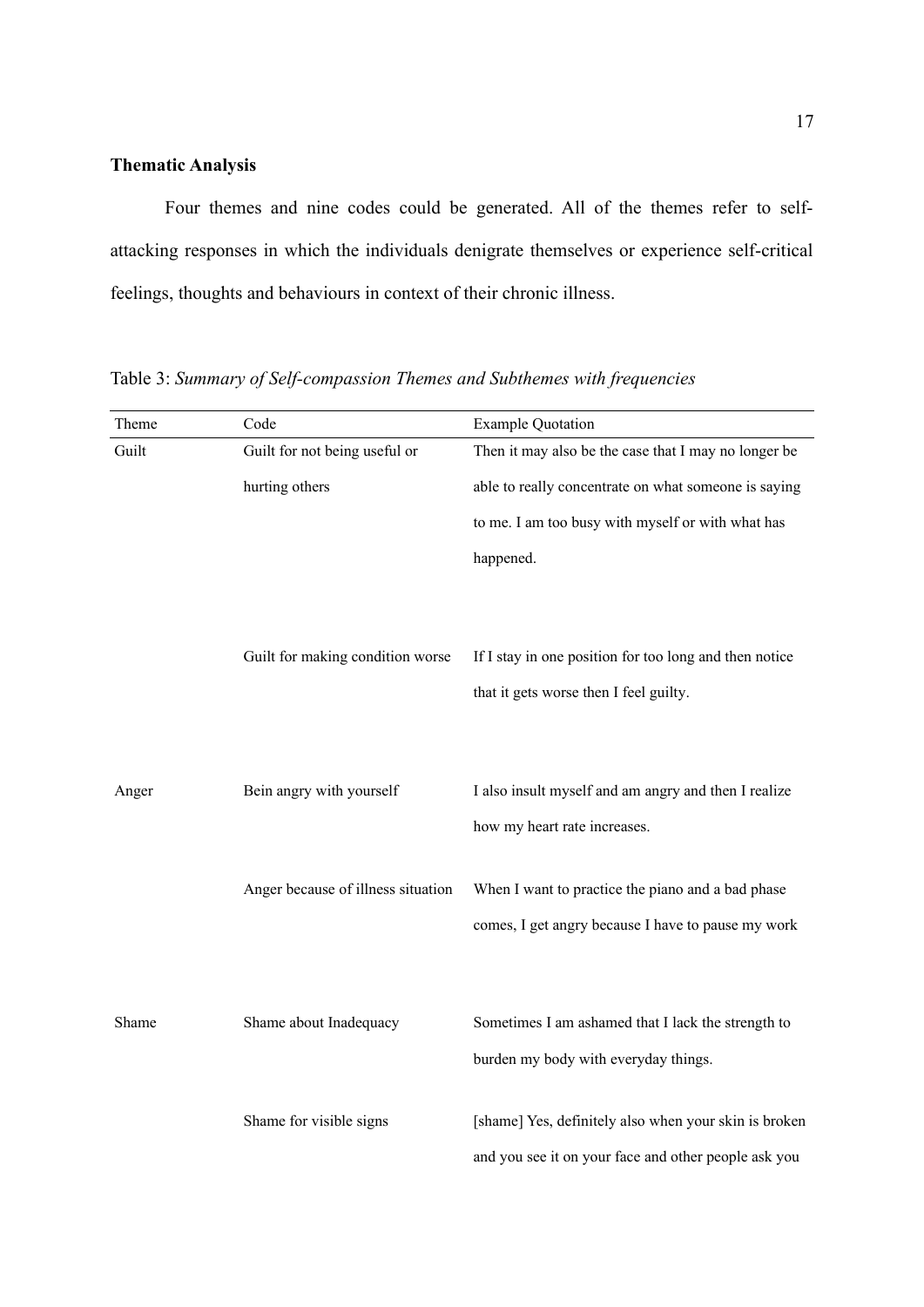**Thematic Analysis**

Four themes and nine codes could be generated. All of the themes refer to self-attacking responses in which the individuals denigrate themselves or experience self-critical feelings, thoughts and behaviours in context of their chronic illness.

Table 3: *Summary of Self-compassion Themes and Subthemes with frequencies*

| Theme | Code | Example Quotation |
|---|---|---|
| Guilt | Guilt for not being useful or hurting others | Then it may also be the case that I may no longer be able to really concentrate on what someone is saying to me. I am too busy with myself or with what has happened. |
| | Guilt for making condition worse | If I stay in one position for too long and then notice that it gets worse then I feel guilty. |
| Anger | Bein angry with yourself | I also insult myself and am angry and then I realize how my heart rate increases. |
| | Anger because of illness situation | When I want to practice the piano and a bad phase comes, I get angry because I have to pause my work |
| Shame | Shame about Inadequacy | Sometimes I am ashamed that I lack the strength to burden my body with everyday things. |
| | Shame for visible signs | [shame] Yes, definitely also when your skin is broken and you see it on your face and other people ask you |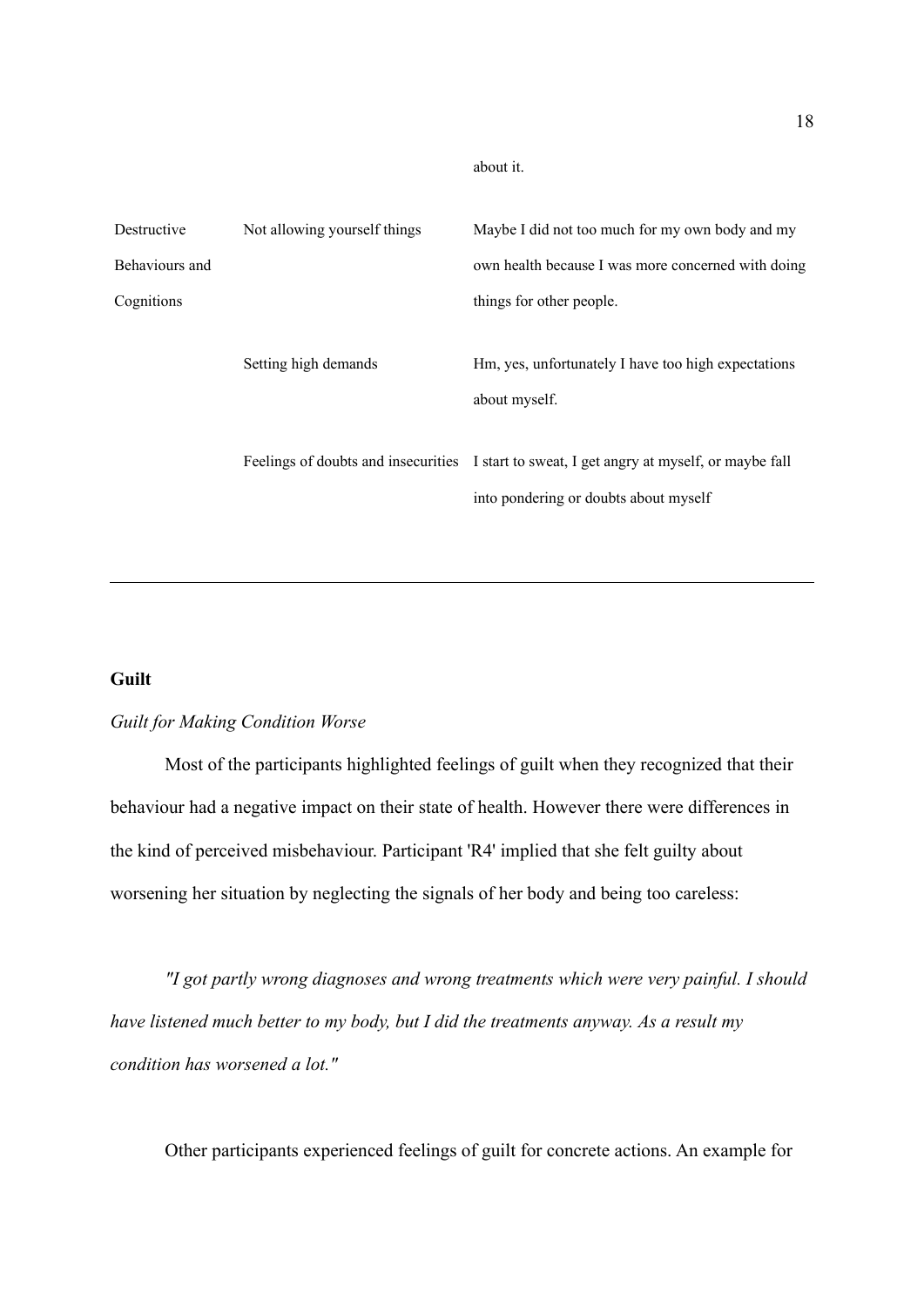| | | about it. |
|---|---|---|
| Destructive Behaviours and Cognitions | Not allowing yourself things | Maybe I did not too much for my own body and my own health because I was more concerned with doing things for other people. |
| | Setting high demands | Hm, yes, unfortunately I have too high expectations about myself. |
| | Feelings of doubts and insecurities | I start to sweat, I get angry at myself, or maybe fall into pondering or doubts about myself |

**Guilt**

*Guilt for Making Condition Worse*

Most of the participants highlighted feelings of guilt when they recognized that their behaviour had a negative impact on their state of health. However there were differences in the kind of perceived misbehaviour. Participant 'R4' implied that she felt guilty about worsening her situation by neglecting the signals of her body and being too careless:

*"I got partly wrong diagnoses and wrong treatments which were very painful. I should have listened much better to my body, but I did the treatments anyway. As a result my condition has worsened a lot."*

Other participants experienced feelings of guilt for concrete actions. An example for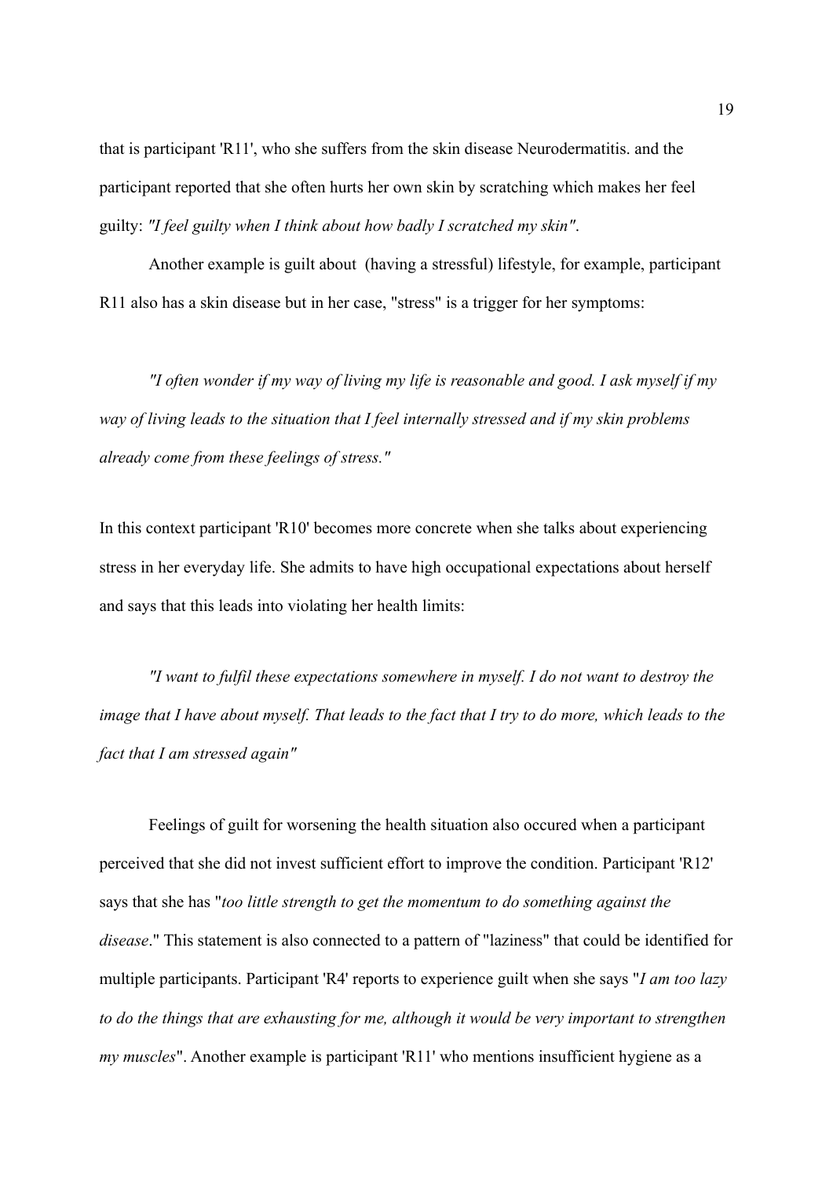that is participant 'R11', who she suffers from the skin disease Neurodermatitis. and the participant reported that she often hurts her own skin by scratching which makes her feel guilty: *"I feel guilty when I think about how badly I scratched my skin"*.

Another example is guilt about (having a stressful) lifestyle, for example, participant R11 also has a skin disease but in her case, "stress" is a trigger for her symptoms:

*"I often wonder if my way of living my life is reasonable and good. I ask myself if my way of living leads to the situation that I feel internally stressed and if my skin problems already come from these feelings of stress."*

In this context participant 'R10' becomes more concrete when she talks about experiencing stress in her everyday life. She admits to have high occupational expectations about herself and says that this leads into violating her health limits:

*"I want to fulfil these expectations somewhere in myself. I do not want to destroy the image that I have about myself. That leads to the fact that I try to do more, which leads to the fact that I am stressed again"*

Feelings of guilt for worsening the health situation also occured when a participant perceived that she did not invest sufficient effort to improve the condition. Participant 'R12' says that she has "*too little strength to get the momentum to do something against the disease*." This statement is also connected to a pattern of "laziness" that could be identified for multiple participants. Participant 'R4' reports to experience guilt when she says "*I am too lazy to do the things that are exhausting for me, although it would be very important to strengthen my muscles*". Another example is participant 'R11' who mentions insufficient hygiene as a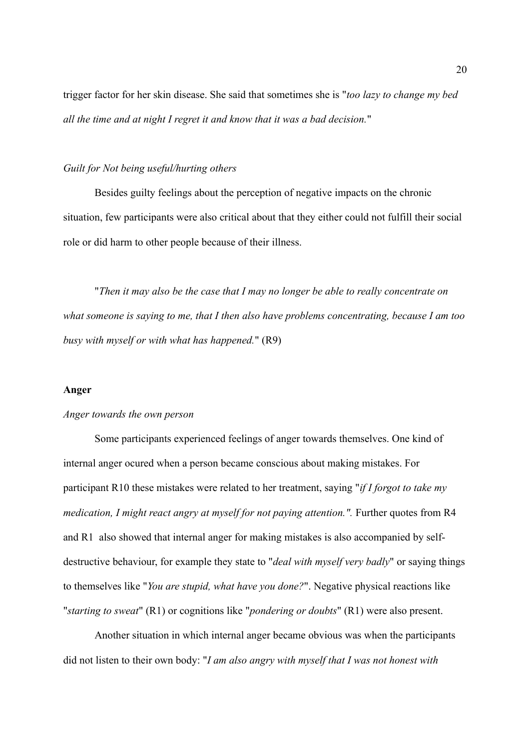trigger factor for her skin disease. She said that sometimes she is "*too lazy to change my bed all the time and at night I regret it and know that it was a bad decision.*"

*Guilt for Not being useful/hurting others*

Besides guilty feelings about the perception of negative impacts on the chronic situation, few participants were also critical about that they either could not fulfill their social role or did harm to other people because of their illness.

"*Then it may also be the case that I may no longer be able to really concentrate on what someone is saying to me, that I then also have problems concentrating, because I am too busy with myself or with what has happened.*" (R9)

**Anger**

*Anger towards the own person*

Some participants experienced feelings of anger towards themselves. One kind of internal anger ocured when a person became conscious about making mistakes. For participant R10 these mistakes were related to her treatment, saying "*if I forgot to take my medication, I might react angry at myself for not paying attention.".* Further quotes from R4 and R1 also showed that internal anger for making mistakes is also accompanied by self-destructive behaviour, for example they state to "*deal with myself very badly*" or saying things to themselves like "*You are stupid, what have you done?*". Negative physical reactions like "*starting to sweat*" (R1) or cognitions like "*pondering or doubts*" (R1) were also present.

Another situation in which internal anger became obvious was when the participants did not listen to their own body: "*I am also angry with myself that I was not honest with*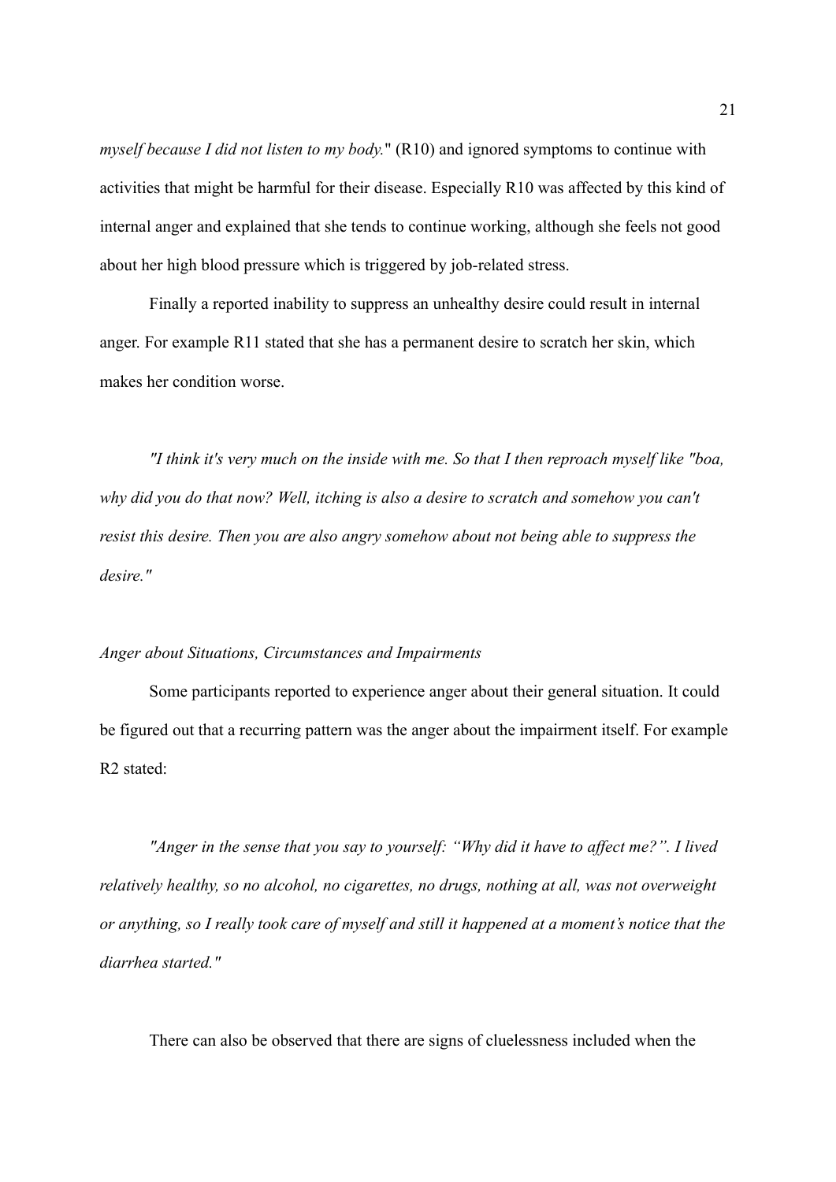*myself because I did not listen to my body.*" (R10) and ignored symptoms to continue with activities that might be harmful for their disease. Especially R10 was affected by this kind of internal anger and explained that she tends to continue working, although she feels not good about her high blood pressure which is triggered by job-related stress.

Finally a reported inability to suppress an unhealthy desire could result in internal anger. For example R11 stated that she has a permanent desire to scratch her skin, which makes her condition worse.

*"I think it's very much on the inside with me. So that I then reproach myself like "boa, why did you do that now? Well, itching is also a desire to scratch and somehow you can't resist this desire. Then you are also angry somehow about not being able to suppress the desire."*

*Anger about Situations, Circumstances and Impairments*

Some participants reported to experience anger about their general situation. It could be figured out that a recurring pattern was the anger about the impairment itself. For example R2 stated:

*"Anger in the sense that you say to yourself: "Why did it have to affect me?". I lived relatively healthy, so no alcohol, no cigarettes, no drugs, nothing at all, was not overweight or anything, so I really took care of myself and still it happened at a moment's notice that the diarrhea started."*

There can also be observed that there are signs of cluelessness included when the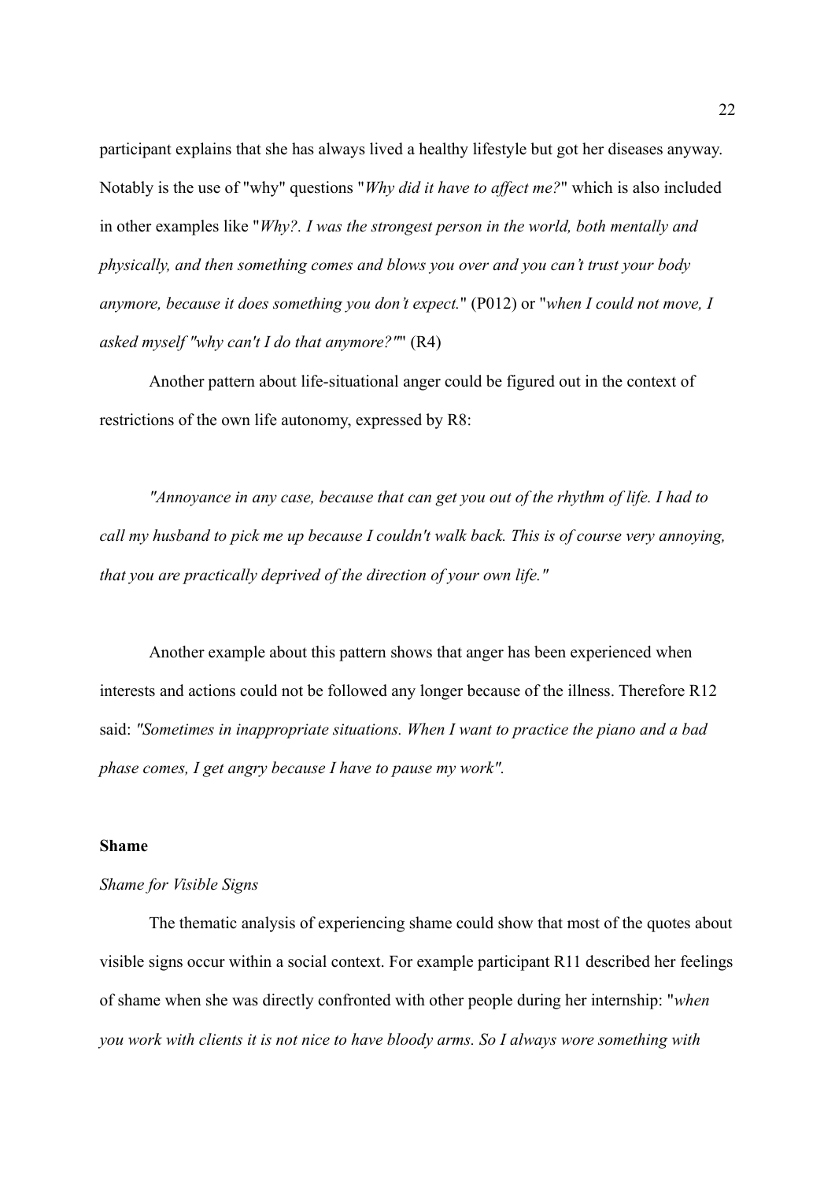participant explains that she has always lived a healthy lifestyle but got her diseases anyway. Notably is the use of "why" questions "*Why did it have to affect me?*" which is also included in other examples like "*Why?. I was the strongest person in the world, both mentally and physically, and then something comes and blows you over and you can't trust your body anymore, because it does something you don't expect.*" (P012) or "*when I could not move, I asked myself "why can't I do that anymore?"*" (R4)

Another pattern about life-situational anger could be figured out in the context of restrictions of the own life autonomy, expressed by R8:

*"Annoyance in any case, because that can get you out of the rhythm of life. I had to call my husband to pick me up because I couldn't walk back. This is of course very annoying, that you are practically deprived of the direction of your own life."*

Another example about this pattern shows that anger has been experienced when interests and actions could not be followed any longer because of the illness. Therefore R12 said: *"Sometimes in inappropriate situations. When I want to practice the piano and a bad phase comes, I get angry because I have to pause my work".*

**Shame**

*Shame for Visible Signs*

The thematic analysis of experiencing shame could show that most of the quotes about visible signs occur within a social context. For example participant R11 described her feelings of shame when she was directly confronted with other people during her internship: "*when you work with clients it is not nice to have bloody arms. So I always wore something with*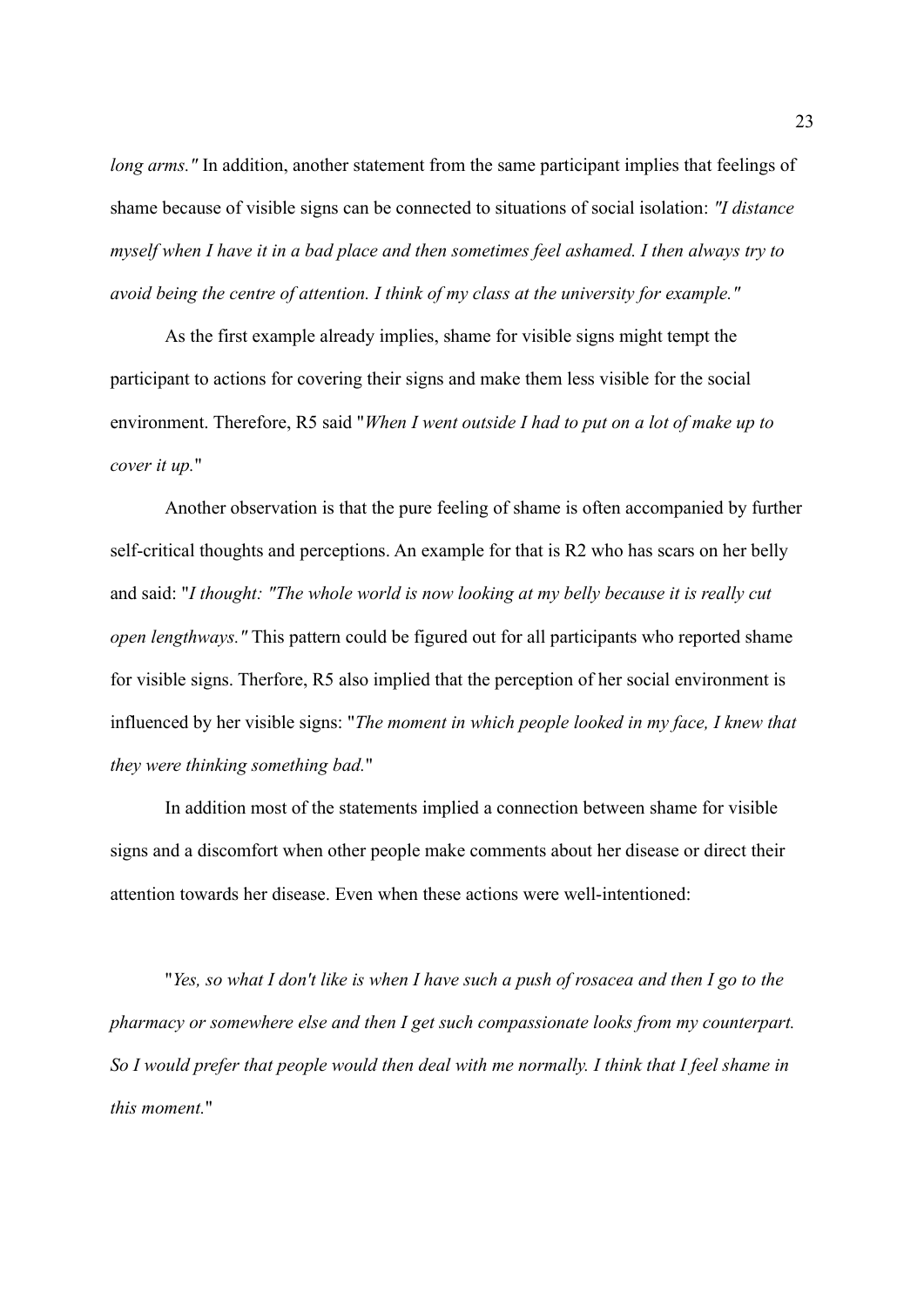*long arms."* In addition, another statement from the same participant implies that feelings of shame because of visible signs can be connected to situations of social isolation: *"I distance myself when I have it in a bad place and then sometimes feel ashamed. I then always try to avoid being the centre of attention. I think of my class at the university for example."*

As the first example already implies, shame for visible signs might tempt the participant to actions for covering their signs and make them less visible for the social environment. Therefore, R5 said "*When I went outside I had to put on a lot of make up to cover it up.*"

Another observation is that the pure feeling of shame is often accompanied by further self-critical thoughts and perceptions. An example for that is R2 who has scars on her belly and said: "*I thought: "The whole world is now looking at my belly because it is really cut open lengthways."* This pattern could be figured out for all participants who reported shame for visible signs. Therfore, R5 also implied that the perception of her social environment is influenced by her visible signs: "*The moment in which people looked in my face, I knew that they were thinking something bad.*"

In addition most of the statements implied a connection between shame for visible signs and a discomfort when other people make comments about her disease or direct their attention towards her disease. Even when these actions were well-intentioned:

"*Yes, so what I don't like is when I have such a push of rosacea and then I go to the pharmacy or somewhere else and then I get such compassionate looks from my counterpart. So I would prefer that people would then deal with me normally. I think that I feel shame in this moment.*"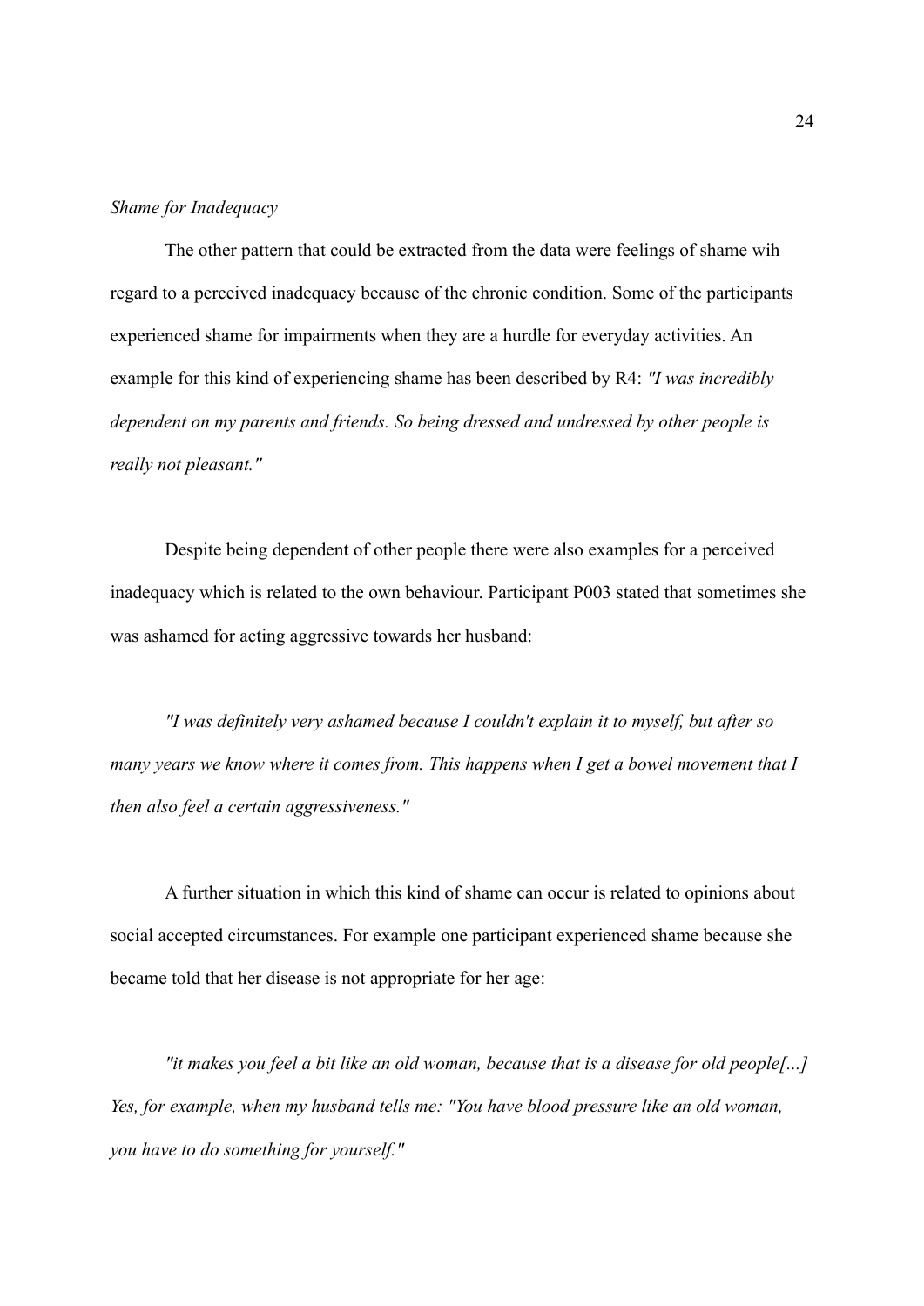*Shame for Inadequacy*

The other pattern that could be extracted from the data were feelings of shame wih regard to a perceived inadequacy because of the chronic condition. Some of the participants experienced shame for impairments when they are a hurdle for everyday activities. An example for this kind of experiencing shame has been described by R4: *"I was incredibly dependent on my parents and friends. So being dressed and undressed by other people is really not pleasant."*

Despite being dependent of other people there were also examples for a perceived inadequacy which is related to the own behaviour. Participant P003 stated that sometimes she was ashamed for acting aggressive towards her husband:

*"I was definitely very ashamed because I couldn't explain it to myself, but after so many years we know where it comes from. This happens when I get a bowel movement that I then also feel a certain aggressiveness."*

A further situation in which this kind of shame can occur is related to opinions about social accepted circumstances. For example one participant experienced shame because she became told that her disease is not appropriate for her age:

*"it makes you feel a bit like an old woman, because that is a disease for old people[...] Yes, for example, when my husband tells me: "You have blood pressure like an old woman, you have to do something for yourself."*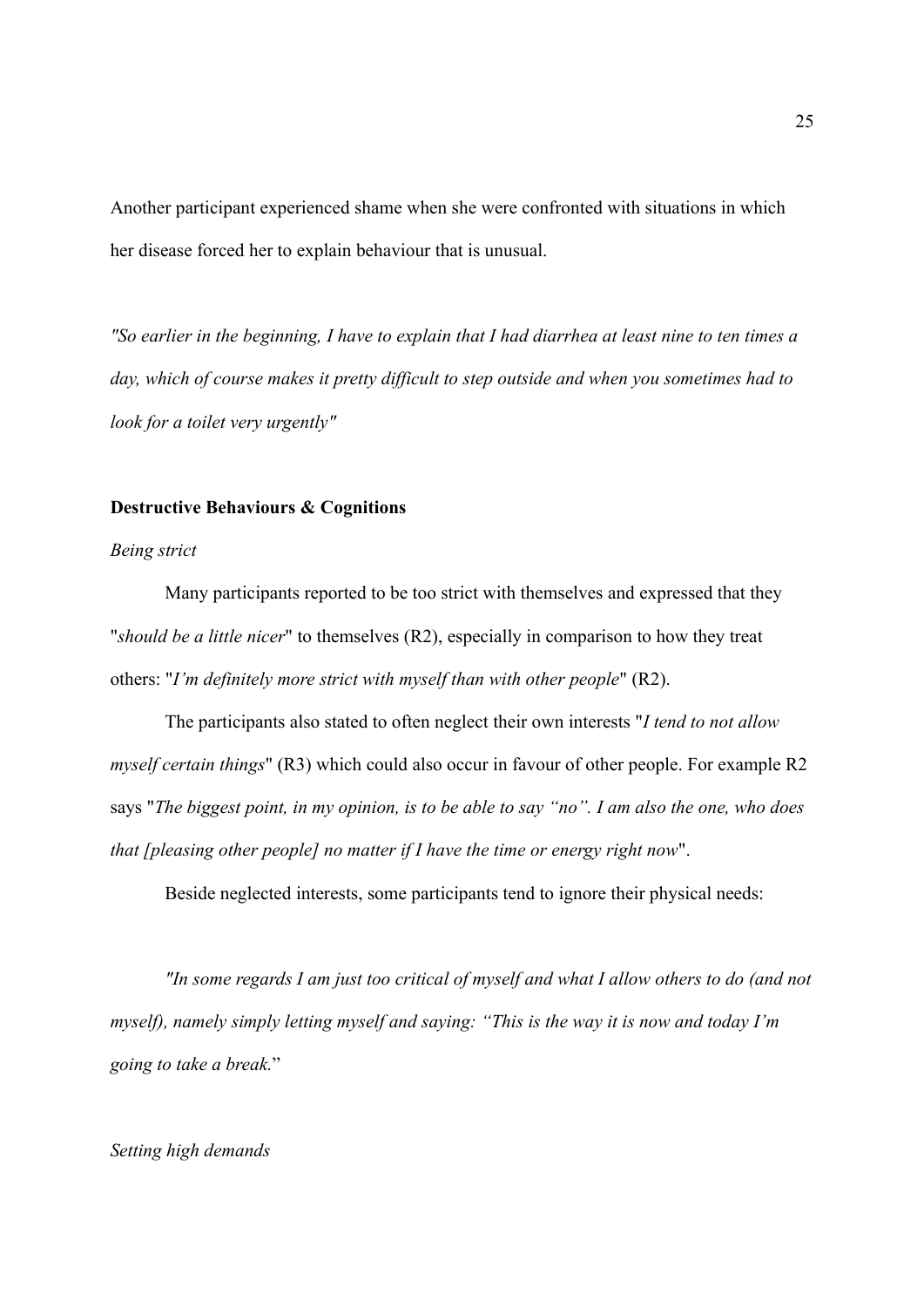Another participant experienced shame when she were confronted with situations in which her disease forced her to explain behaviour that is unusual.

*"So earlier in the beginning, I have to explain that I had diarrhea at least nine to ten times a day, which of course makes it pretty difficult to step outside and when you sometimes had to look for a toilet very urgently"*

**Destructive Behaviours & Cognitions**

*Being strict*

Many participants reported to be too strict with themselves and expressed that they "*should be a little nicer*" to themselves (R2), especially in comparison to how they treat others: "*I'm definitely more strict with myself than with other people*" (R2).

The participants also stated to often neglect their own interests "*I tend to not allow myself certain things*" (R3) which could also occur in favour of other people. For example R2 says "*The biggest point, in my opinion, is to be able to say "no". I am also the one, who does that [pleasing other people] no matter if I have the time or energy right now*".

Beside neglected interests, some participants tend to ignore their physical needs:

*"In some regards I am just too critical of myself and what I allow others to do (and not myself), namely simply letting myself and saying: "This is the way it is now and today I'm going to take a break.*"

*Setting high demands*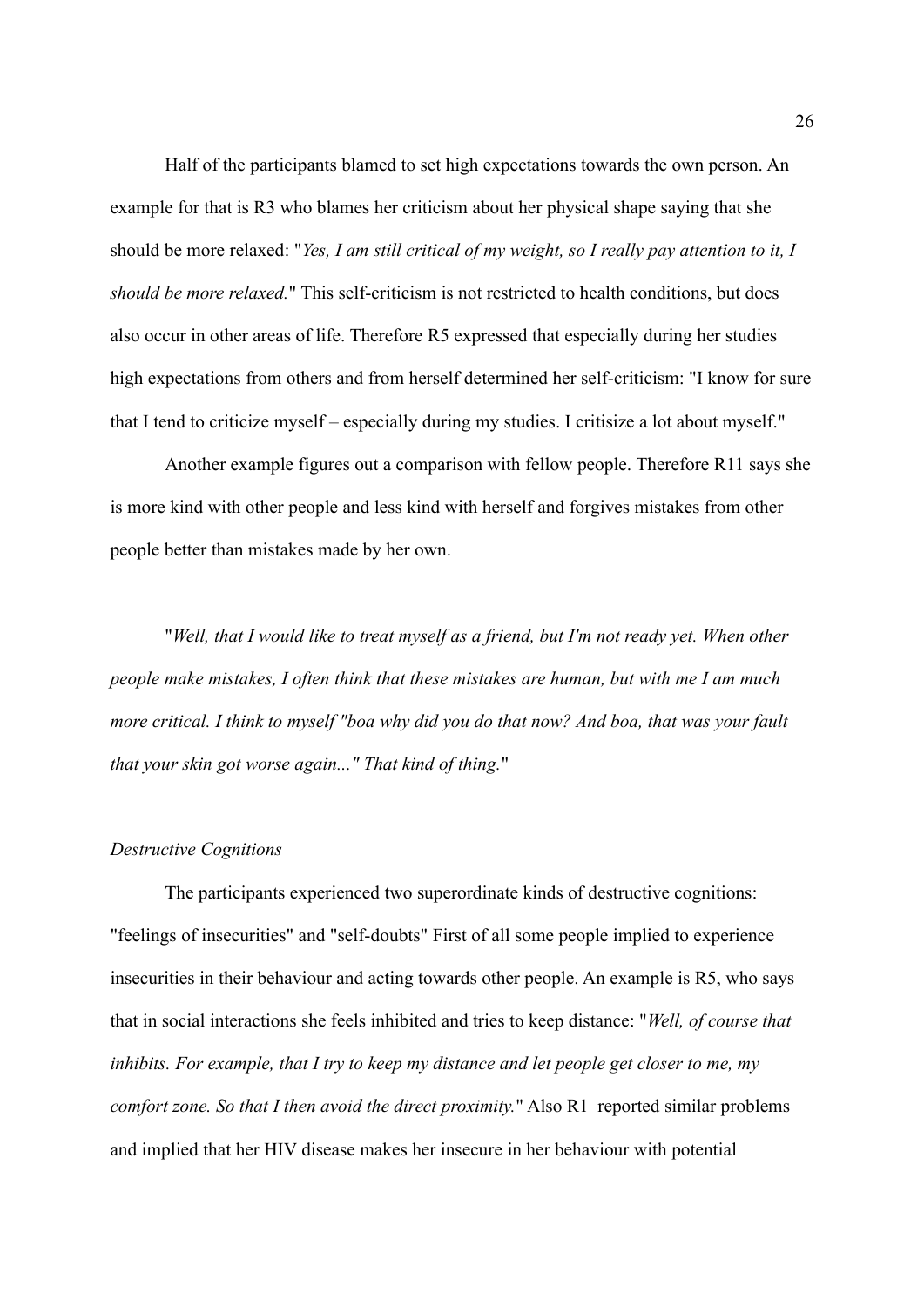Half of the participants blamed to set high expectations towards the own person. An example for that is R3 who blames her criticism about her physical shape saying that she should be more relaxed: "*Yes, I am still critical of my weight, so I really pay attention to it, I should be more relaxed.*" This self-criticism is not restricted to health conditions, but does also occur in other areas of life. Therefore R5 expressed that especially during her studies high expectations from others and from herself determined her self-criticism: "I know for sure that I tend to criticize myself – especially during my studies. I critisize a lot about myself."

Another example figures out a comparison with fellow people. Therefore R11 says she is more kind with other people and less kind with herself and forgives mistakes from other people better than mistakes made by her own.

"*Well, that I would like to treat myself as a friend, but I'm not ready yet. When other people make mistakes, I often think that these mistakes are human, but with me I am much more critical. I think to myself "boa why did you do that now? And boa, that was your fault that your skin got worse again..." That kind of thing.*"

*Destructive Cognitions*

The participants experienced two superordinate kinds of destructive cognitions: "feelings of insecurities" and "self-doubts" First of all some people implied to experience insecurities in their behaviour and acting towards other people. An example is R5, who says that in social interactions she feels inhibited and tries to keep distance: "*Well, of course that inhibits. For example, that I try to keep my distance and let people get closer to me, my comfort zone. So that I then avoid the direct proximity.*" Also R1 reported similar problems and implied that her HIV disease makes her insecure in her behaviour with potential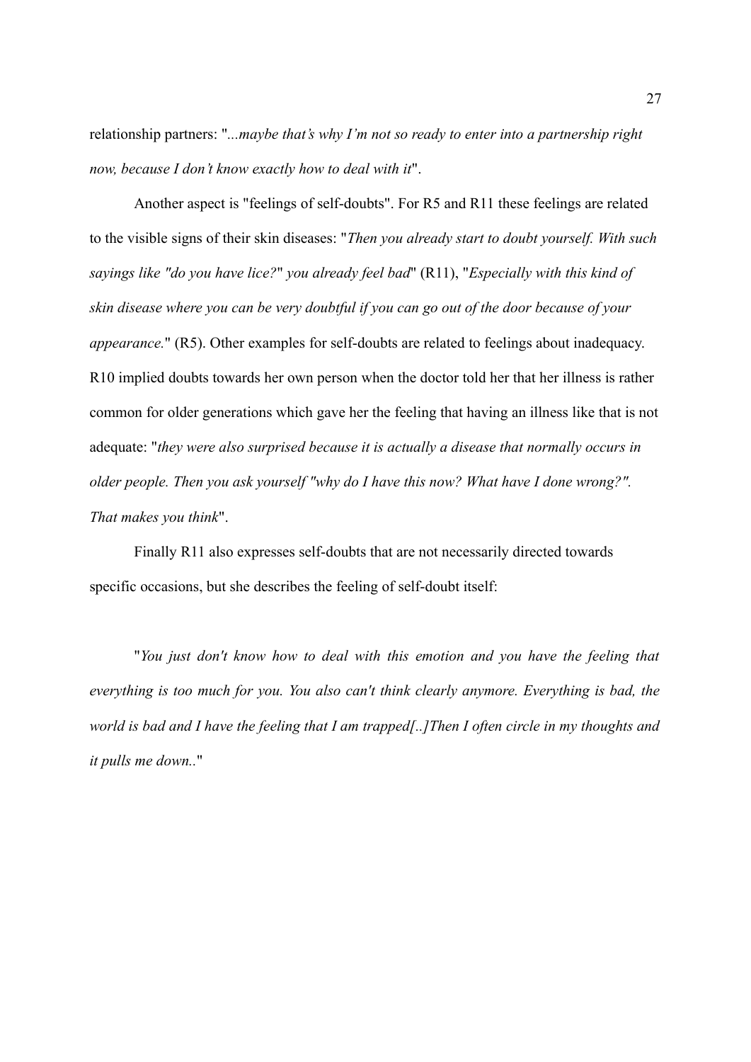relationship partners: "*...maybe that's why I'm not so ready to enter into a partnership right now, because I don't know exactly how to deal with it*".

Another aspect is "feelings of self-doubts". For R5 and R11 these feelings are related to the visible signs of their skin diseases: "*Then you already start to doubt yourself. With such sayings like "do you have lice?" you already feel bad*" (R11), "*Especially with this kind of skin disease where you can be very doubtful if you can go out of the door because of your appearance.*" (R5). Other examples for self-doubts are related to feelings about inadequacy. R10 implied doubts towards her own person when the doctor told her that her illness is rather common for older generations which gave her the feeling that having an illness like that is not adequate: "*they were also surprised because it is actually a disease that normally occurs in older people. Then you ask yourself "why do I have this now? What have I done wrong?". That makes you think*".

Finally R11 also expresses self-doubts that are not necessarily directed towards specific occasions, but she describes the feeling of self-doubt itself:

"*You just don't know how to deal with this emotion and you have the feeling that everything is too much for you. You also can't think clearly anymore. Everything is bad, the world is bad and I have the feeling that I am trapped[..]Then I often circle in my thoughts and it pulls me down..*"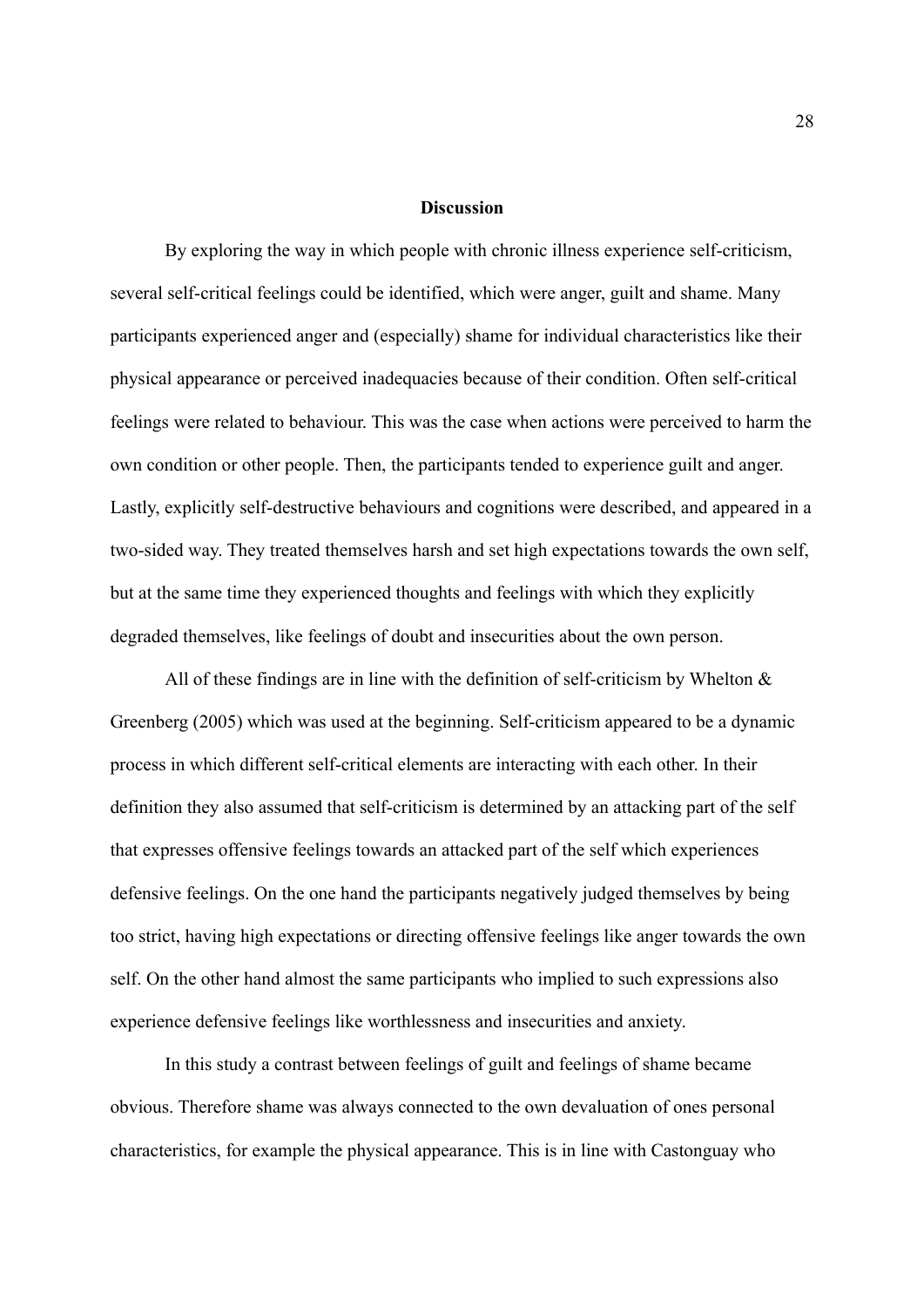## Discussion

By exploring the way in which people with chronic illness experience self-criticism, several self-critical feelings could be identified, which were anger, guilt and shame. Many participants experienced anger and (especially) shame for individual characteristics like their physical appearance or perceived inadequacies because of their condition. Often self-critical feelings were related to behaviour. This was the case when actions were perceived to harm the own condition or other people. Then, the participants tended to experience guilt and anger. Lastly, explicitly self-destructive behaviours and cognitions were described, and appeared in a two-sided way. They treated themselves harsh and set high expectations towards the own self, but at the same time they experienced thoughts and feelings with which they explicitly degraded themselves, like feelings of doubt and insecurities about the own person.

All of these findings are in line with the definition of self-criticism by Whelton & Greenberg (2005) which was used at the beginning. Self-criticism appeared to be a dynamic process in which different self-critical elements are interacting with each other. In their definition they also assumed that self-criticism is determined by an attacking part of the self that expresses offensive feelings towards an attacked part of the self which experiences defensive feelings. On the one hand the participants negatively judged themselves by being too strict, having high expectations or directing offensive feelings like anger towards the own self. On the other hand almost the same participants who implied to such expressions also experience defensive feelings like worthlessness and insecurities and anxiety.

In this study a contrast between feelings of guilt and feelings of shame became obvious. Therefore shame was always connected to the own devaluation of ones personal characteristics, for example the physical appearance. This is in line with Castonguay who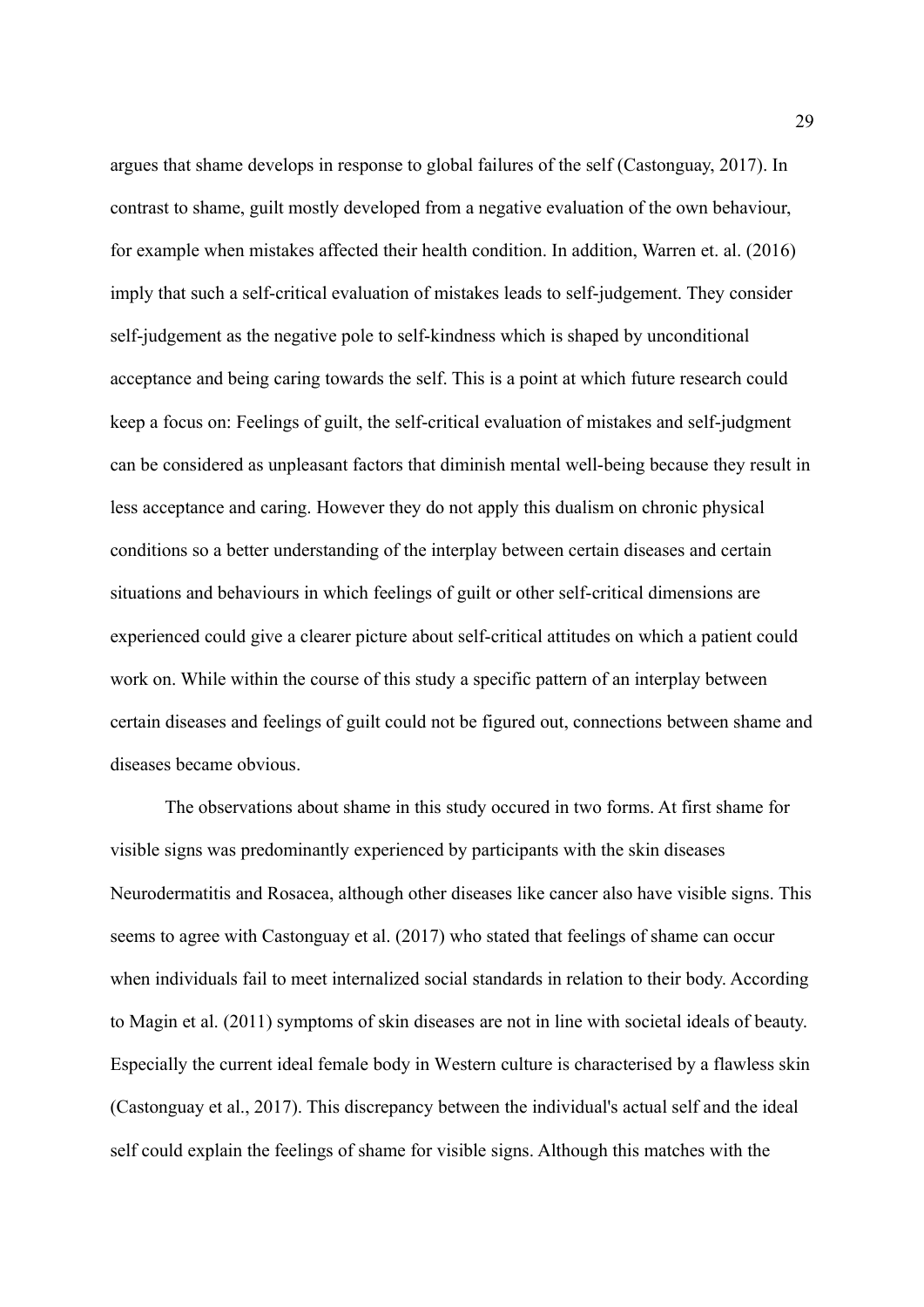argues that shame develops in response to global failures of the self (Castonguay, 2017). In contrast to shame, guilt mostly developed from a negative evaluation of the own behaviour, for example when mistakes affected their health condition. In addition, Warren et. al. (2016) imply that such a self-critical evaluation of mistakes leads to self-judgement. They consider self-judgement as the negative pole to self-kindness which is shaped by unconditional acceptance and being caring towards the self. This is a point at which future research could keep a focus on: Feelings of guilt, the self-critical evaluation of mistakes and self-judgment can be considered as unpleasant factors that diminish mental well-being because they result in less acceptance and caring. However they do not apply this dualism on chronic physical conditions so a better understanding of the interplay between certain diseases and certain situations and behaviours in which feelings of guilt or other self-critical dimensions are experienced could give a clearer picture about self-critical attitudes on which a patient could work on. While within the course of this study a specific pattern of an interplay between certain diseases and feelings of guilt could not be figured out, connections between shame and diseases became obvious.

The observations about shame in this study occured in two forms. At first shame for visible signs was predominantly experienced by participants with the skin diseases Neurodermatitis and Rosacea, although other diseases like cancer also have visible signs. This seems to agree with Castonguay et al. (2017) who stated that feelings of shame can occur when individuals fail to meet internalized social standards in relation to their body. According to Magin et al. (2011) symptoms of skin diseases are not in line with societal ideals of beauty. Especially the current ideal female body in Western culture is characterised by a flawless skin (Castonguay et al., 2017). This discrepancy between the individual's actual self and the ideal self could explain the feelings of shame for visible signs. Although this matches with the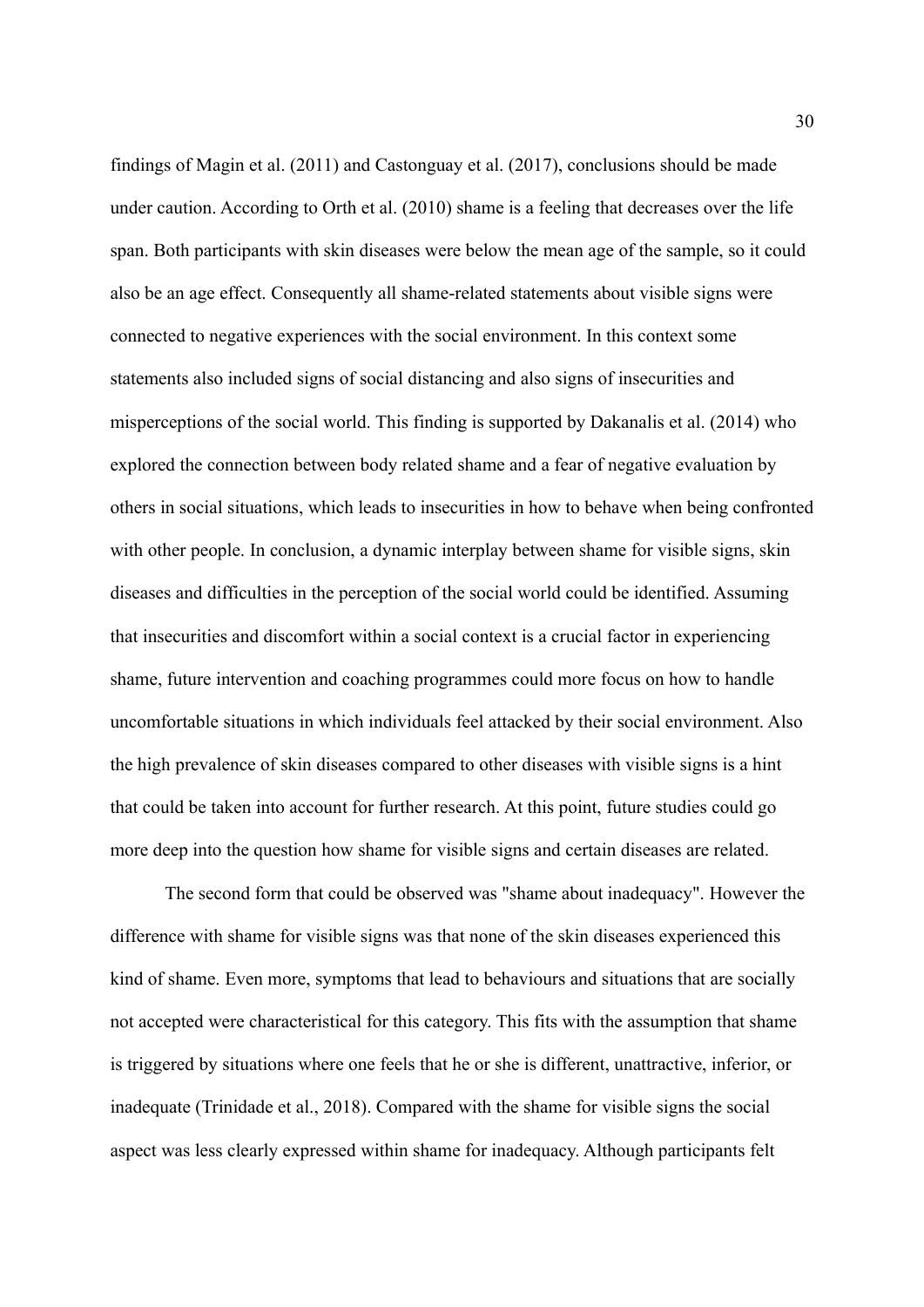findings of Magin et al. (2011) and Castonguay et al. (2017), conclusions should be made under caution. According to Orth et al. (2010) shame is a feeling that decreases over the life span. Both participants with skin diseases were below the mean age of the sample, so it could also be an age effect. Consequently all shame-related statements about visible signs were connected to negative experiences with the social environment. In this context some statements also included signs of social distancing and also signs of insecurities and misperceptions of the social world. This finding is supported by Dakanalis et al. (2014) who explored the connection between body related shame and a fear of negative evaluation by others in social situations, which leads to insecurities in how to behave when being confronted with other people. In conclusion, a dynamic interplay between shame for visible signs, skin diseases and difficulties in the perception of the social world could be identified. Assuming that insecurities and discomfort within a social context is a crucial factor in experiencing shame, future intervention and coaching programmes could more focus on how to handle uncomfortable situations in which individuals feel attacked by their social environment. Also the high prevalence of skin diseases compared to other diseases with visible signs is a hint that could be taken into account for further research. At this point, future studies could go more deep into the question how shame for visible signs and certain diseases are related.

The second form that could be observed was "shame about inadequacy". However the difference with shame for visible signs was that none of the skin diseases experienced this kind of shame. Even more, symptoms that lead to behaviours and situations that are socially not accepted were characteristical for this category. This fits with the assumption that shame is triggered by situations where one feels that he or she is different, unattractive, inferior, or inadequate (Trinidade et al., 2018). Compared with the shame for visible signs the social aspect was less clearly expressed within shame for inadequacy. Although participants felt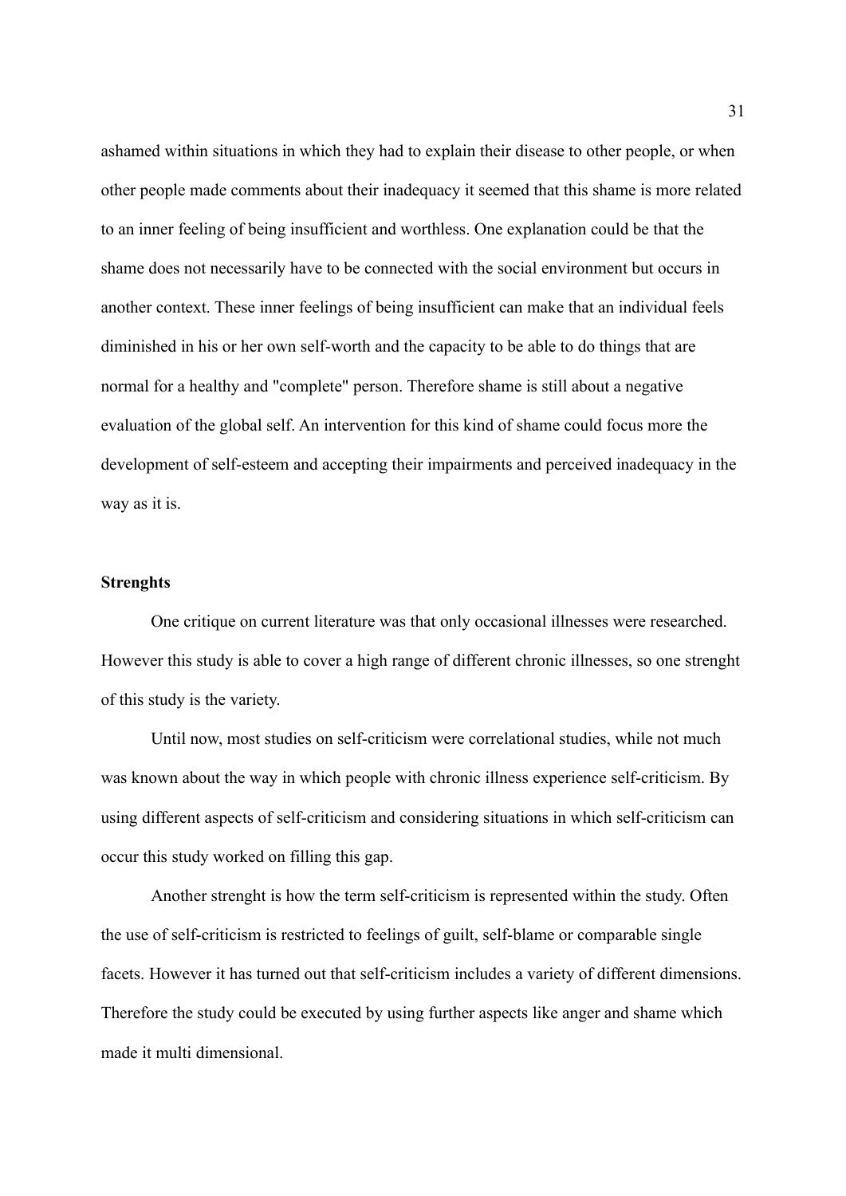ashamed within situations in which they had to explain their disease to other people, or when other people made comments about their inadequacy it seemed that this shame is more related to an inner feeling of being insufficient and worthless. One explanation could be that the shame does not necessarily have to be connected with the social environment but occurs in another context. These inner feelings of being insufficient can make that an individual feels diminished in his or her own self-worth and the capacity to be able to do things that are normal for a healthy and "complete" person. Therefore shame is still about a negative evaluation of the global self. An intervention for this kind of shame could focus more the development of self-esteem and accepting their impairments and perceived inadequacy in the way as it is.

**Strenghts**

One critique on current literature was that only occasional illnesses were researched. However this study is able to cover a high range of different chronic illnesses, so one strenght of this study is the variety.

Until now, most studies on self-criticism were correlational studies, while not much was known about the way in which people with chronic illness experience self-criticism. By using different aspects of self-criticism and considering situations in which self-criticism can occur this study worked on filling this gap.

Another strenght is how the term self-criticism is represented within the study. Often the use of self-criticism is restricted to feelings of guilt, self-blame or comparable single facets. However it has turned out that self-criticism includes a variety of different dimensions. Therefore the study could be executed by using further aspects like anger and shame which made it multi dimensional.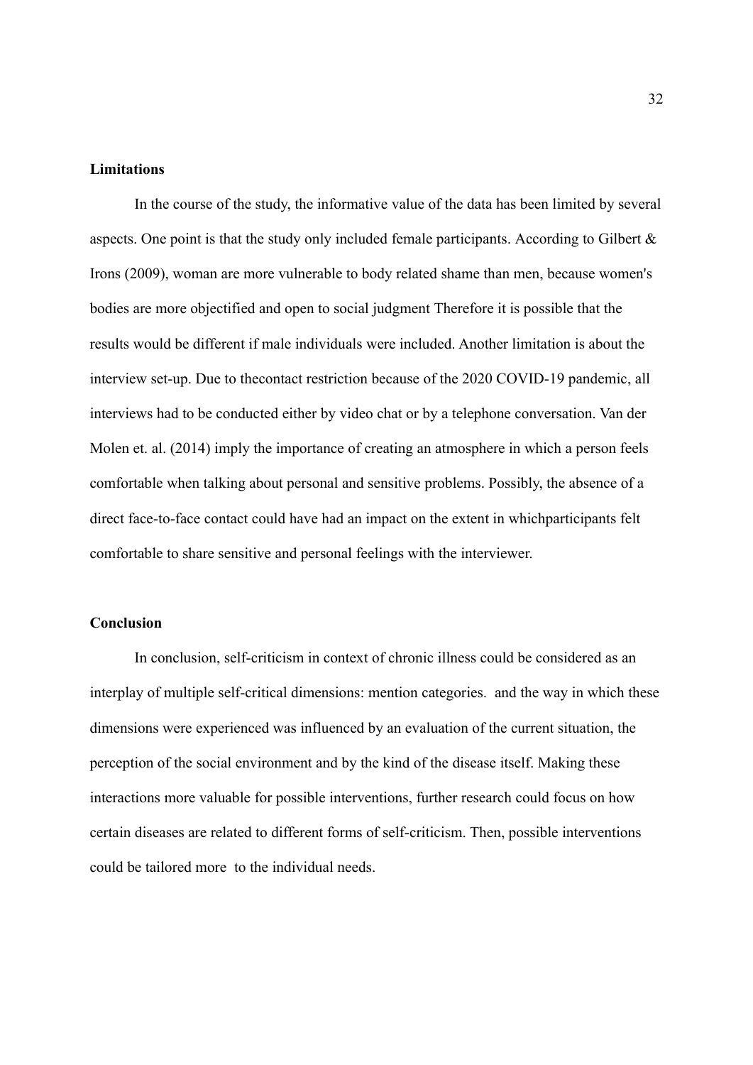**Limitations**

In the course of the study, the informative value of the data has been limited by several aspects. One point is that the study only included female participants. According to Gilbert & Irons (2009), woman are more vulnerable to body related shame than men, because women's bodies are more objectified and open to social judgment Therefore it is possible that the results would be different if male individuals were included. Another limitation is about the interview set-up. Due to thecontact restriction because of the 2020 COVID-19 pandemic, all interviews had to be conducted either by video chat or by a telephone conversation. Van der Molen et. al. (2014) imply the importance of creating an atmosphere in which a person feels comfortable when talking about personal and sensitive problems. Possibly, the absence of a direct face-to-face contact could have had an impact on the extent in whichparticipants felt comfortable to share sensitive and personal feelings with the interviewer.

**Conclusion**

In conclusion, self-criticism in context of chronic illness could be considered as an interplay of multiple self-critical dimensions: mention categories. and the way in which these dimensions were experienced was influenced by an evaluation of the current situation, the perception of the social environment and by the kind of the disease itself. Making these interactions more valuable for possible interventions, further research could focus on how certain diseases are related to different forms of self-criticism. Then, possible interventions could be tailored more to the individual needs.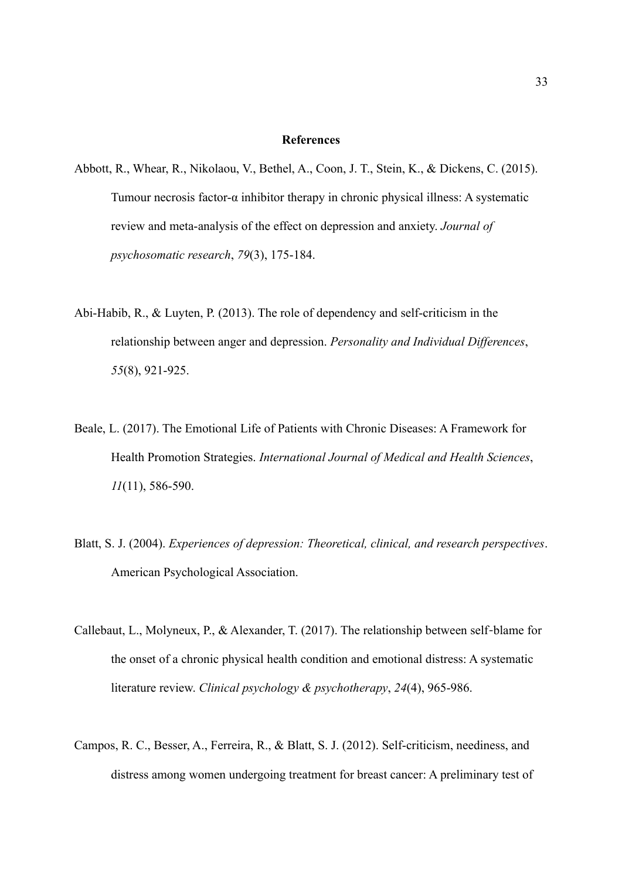## References

Abbott, R., Whear, R., Nikolaou, V., Bethel, A., Coon, J. T., Stein, K., & Dickens, C. (2015). Tumour necrosis factor-α inhibitor therapy in chronic physical illness: A systematic review and meta-analysis of the effect on depression and anxiety. *Journal of psychosomatic research*, *79*(3), 175-184.

Abi-Habib, R., & Luyten, P. (2013). The role of dependency and self-criticism in the relationship between anger and depression. *Personality and Individual Differences*, *55*(8), 921-925.

Beale, L. (2017). The Emotional Life of Patients with Chronic Diseases: A Framework for Health Promotion Strategies. *International Journal of Medical and Health Sciences*, *11*(11), 586-590.

Blatt, S. J. (2004). *Experiences of depression: Theoretical, clinical, and research perspectives*. American Psychological Association.

Callebaut, L., Molyneux, P., & Alexander, T. (2017). The relationship between self-blame for the onset of a chronic physical health condition and emotional distress: A systematic literature review. *Clinical psychology & psychotherapy*, *24*(4), 965-986.

Campos, R. C., Besser, A., Ferreira, R., & Blatt, S. J. (2012). Self-criticism, neediness, and distress among women undergoing treatment for breast cancer: A preliminary test of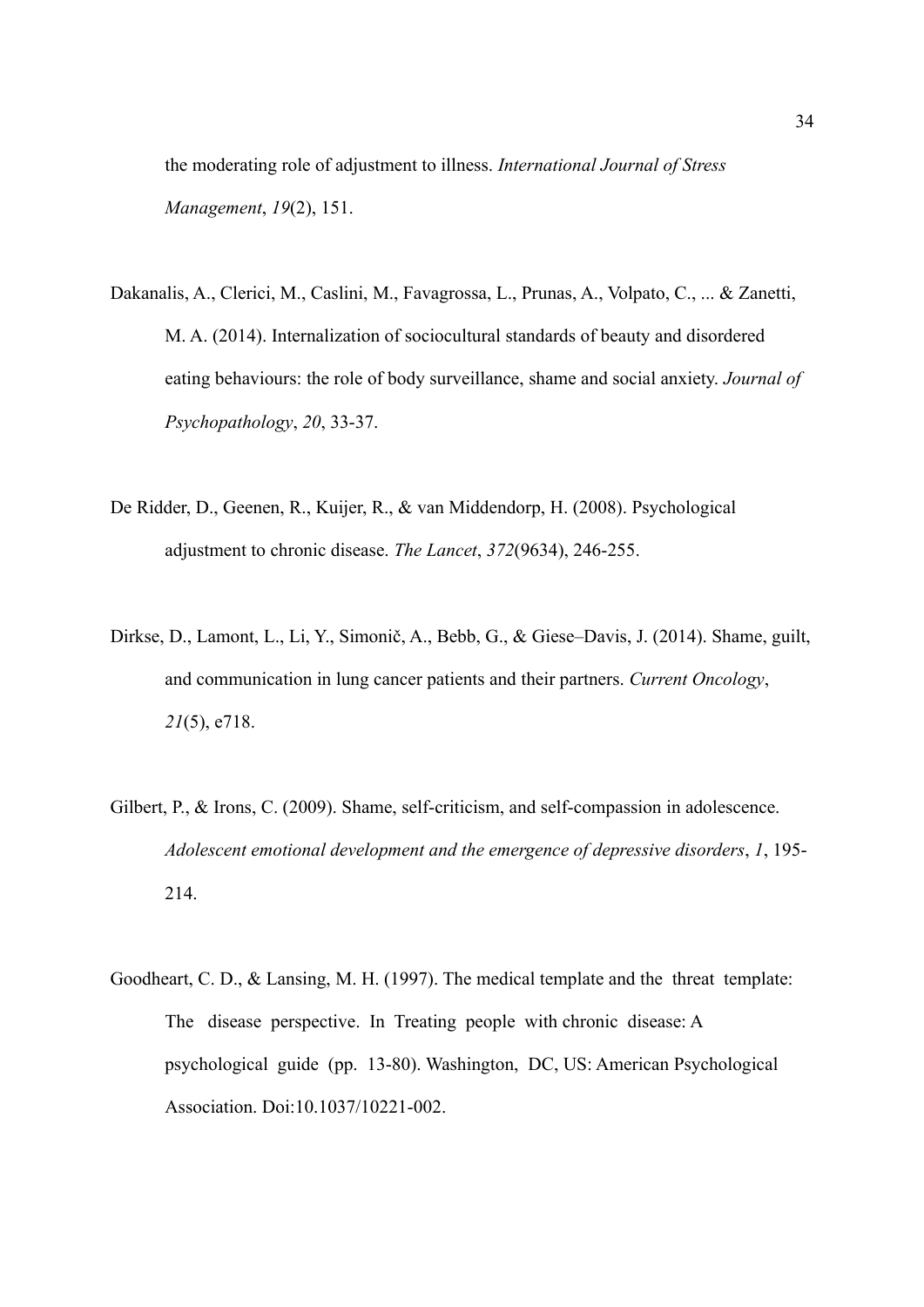the moderating role of adjustment to illness. *International Journal of Stress Management*, *19*(2), 151.

Dakanalis, A., Clerici, M., Caslini, M., Favagrossa, L., Prunas, A., Volpato, C., ... & Zanetti, M. A. (2014). Internalization of sociocultural standards of beauty and disordered eating behaviours: the role of body surveillance, shame and social anxiety. *Journal of Psychopathology*, *20*, 33-37.

De Ridder, D., Geenen, R., Kuijer, R., & van Middendorp, H. (2008). Psychological adjustment to chronic disease. *The Lancet*, *372*(9634), 246-255.

Dirkse, D., Lamont, L., Li, Y., Simonič, A., Bebb, G., & Giese–Davis, J. (2014). Shame, guilt, and communication in lung cancer patients and their partners. *Current Oncology*, *21*(5), e718.

Gilbert, P., & Irons, C. (2009). Shame, self-criticism, and self-compassion in adolescence. *Adolescent emotional development and the emergence of depressive disorders*, *1*, 195-214.

Goodheart, C. D., & Lansing, M. H. (1997). The medical template and the threat template: The disease perspective. In Treating people with chronic disease: A psychological guide (pp. 13-80). Washington, DC, US: American Psychological Association. Doi:10.1037/10221-002.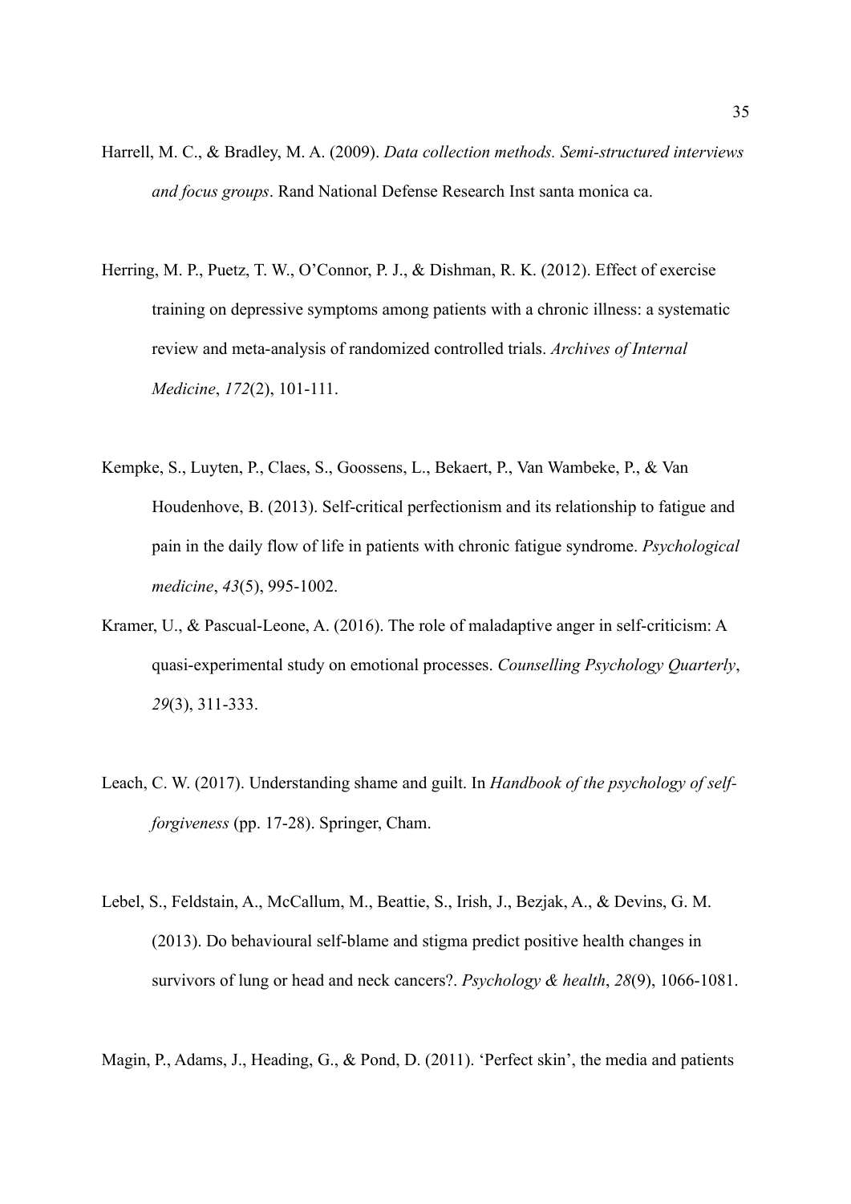Harrell, M. C., & Bradley, M. A. (2009). *Data collection methods. Semi-structured interviews and focus groups*. Rand National Defense Research Inst santa monica ca.

Herring, M. P., Puetz, T. W., O'Connor, P. J., & Dishman, R. K. (2012). Effect of exercise training on depressive symptoms among patients with a chronic illness: a systematic review and meta-analysis of randomized controlled trials. *Archives of Internal Medicine*, *172*(2), 101-111.

Kempke, S., Luyten, P., Claes, S., Goossens, L., Bekaert, P., Van Wambeke, P., & Van Houdenhove, B. (2013). Self-critical perfectionism and its relationship to fatigue and pain in the daily flow of life in patients with chronic fatigue syndrome. *Psychological medicine*, *43*(5), 995-1002.

Kramer, U., & Pascual-Leone, A. (2016). The role of maladaptive anger in self-criticism: A quasi-experimental study on emotional processes. *Counselling Psychology Quarterly*, *29*(3), 311-333.

Leach, C. W. (2017). Understanding shame and guilt. In *Handbook of the psychology of self-forgiveness* (pp. 17-28). Springer, Cham.

Lebel, S., Feldstain, A., McCallum, M., Beattie, S., Irish, J., Bezjak, A., & Devins, G. M. (2013). Do behavioural self-blame and stigma predict positive health changes in survivors of lung or head and neck cancers?. *Psychology & health*, *28*(9), 1066-1081.

Magin, P., Adams, J., Heading, G., & Pond, D. (2011). 'Perfect skin', the media and patients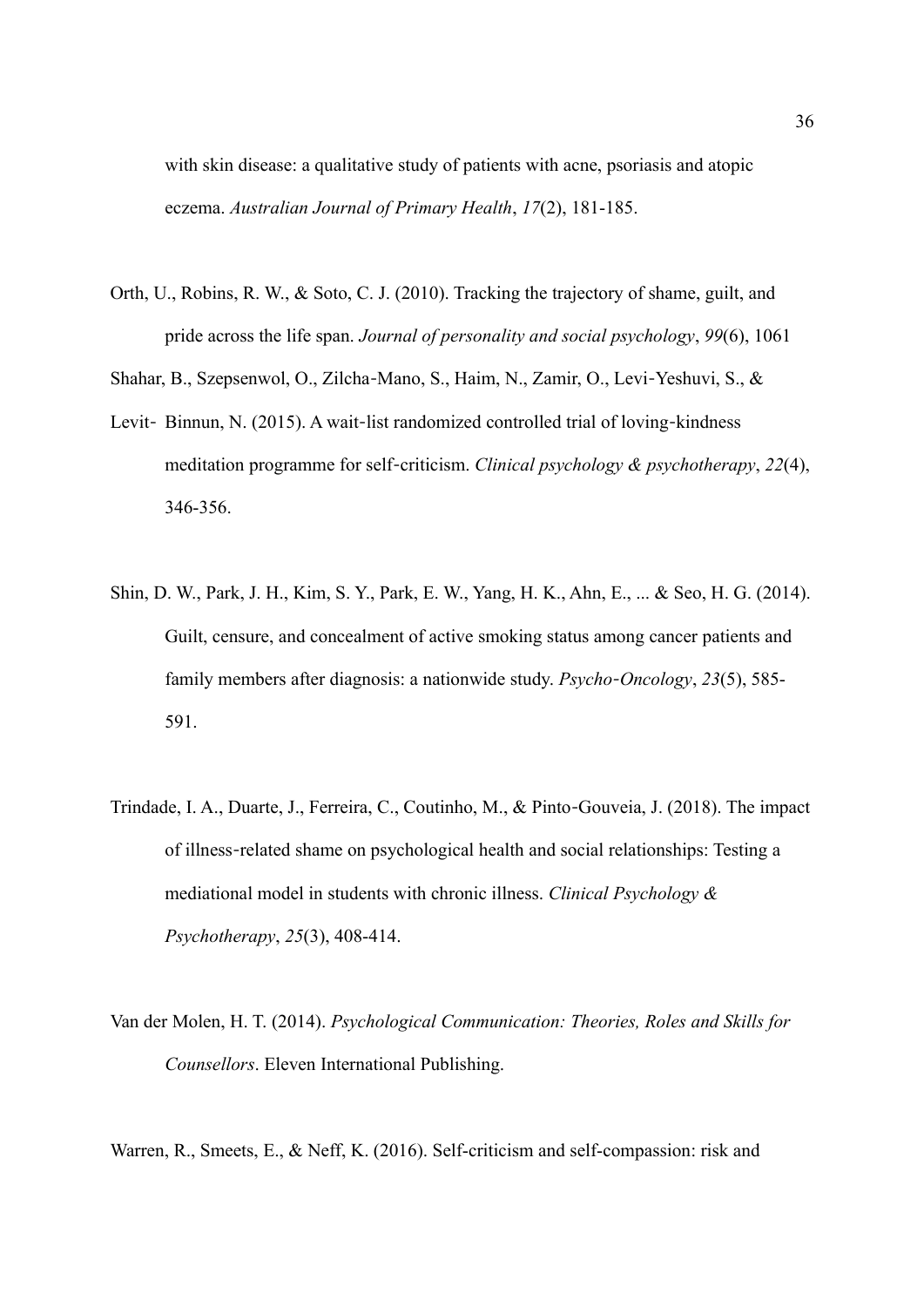with skin disease: a qualitative study of patients with acne, psoriasis and atopic eczema. *Australian Journal of Primary Health*, *17*(2), 181-185.

Orth, U., Robins, R. W., & Soto, C. J. (2010). Tracking the trajectory of shame, guilt, and pride across the life span. *Journal of personality and social psychology*, *99*(6), 1061

Shahar, B., Szepsenwol, O., Zilcha‐Mano, S., Haim, N., Zamir, O., Levi‐Yeshuvi, S., & Levit‐ Binnun, N. (2015). A wait‐list randomized controlled trial of loving‐kindness meditation programme for self‐criticism. *Clinical psychology & psychotherapy*, *22*(4), 346-356.

Shin, D. W., Park, J. H., Kim, S. Y., Park, E. W., Yang, H. K., Ahn, E., ... & Seo, H. G. (2014). Guilt, censure, and concealment of active smoking status among cancer patients and family members after diagnosis: a nationwide study. *Psycho‐Oncology*, *23*(5), 585-591.

Trindade, I. A., Duarte, J., Ferreira, C., Coutinho, M., & Pinto‐Gouveia, J. (2018). The impact of illness‐related shame on psychological health and social relationships: Testing a mediational model in students with chronic illness. *Clinical Psychology & Psychotherapy*, *25*(3), 408-414.

Van der Molen, H. T. (2014). *Psychological Communication: Theories, Roles and Skills for Counsellors*. Eleven International Publishing.

Warren, R., Smeets, E., & Neff, K. (2016). Self-criticism and self-compassion: risk and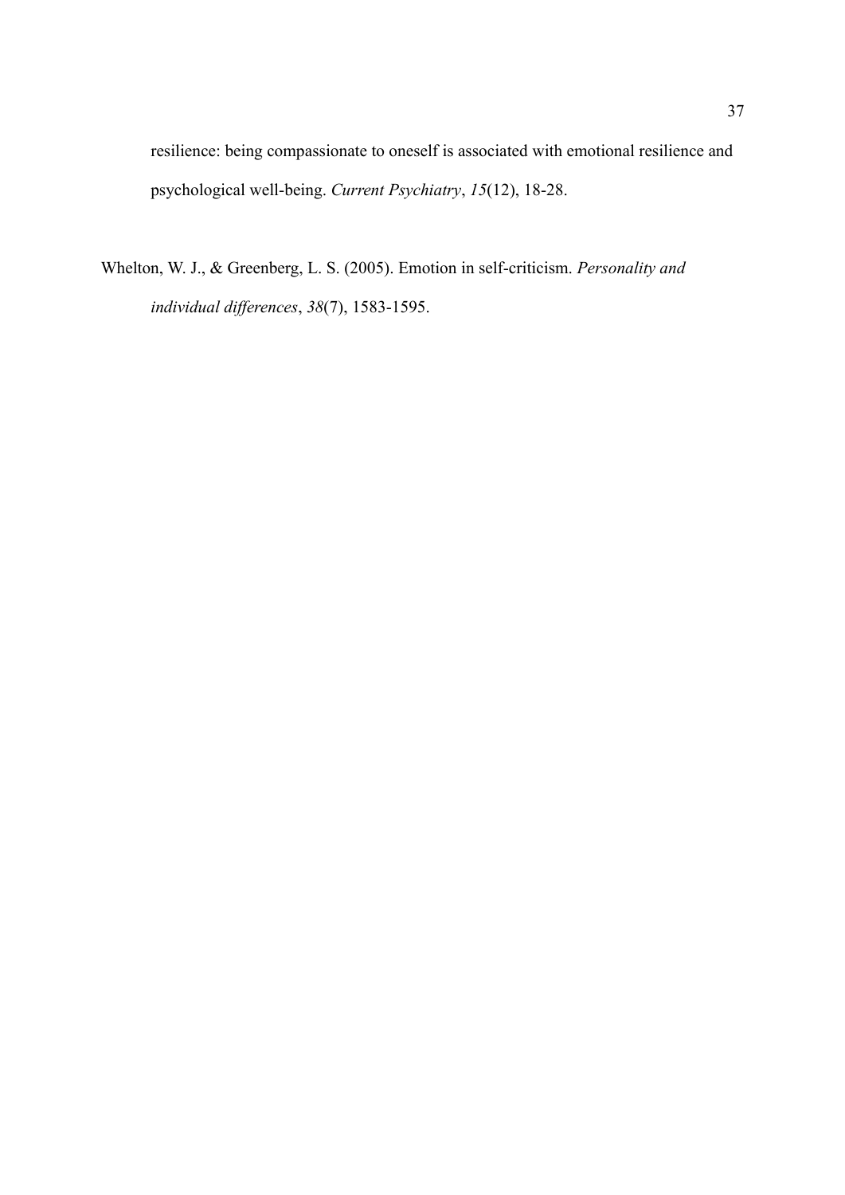resilience: being compassionate to oneself is associated with emotional resilience and psychological well-being. *Current Psychiatry*, *15*(12), 18-28.

Whelton, W. J., & Greenberg, L. S. (2005). Emotion in self-criticism. *Personality and individual differences*, *38*(7), 1583-1595.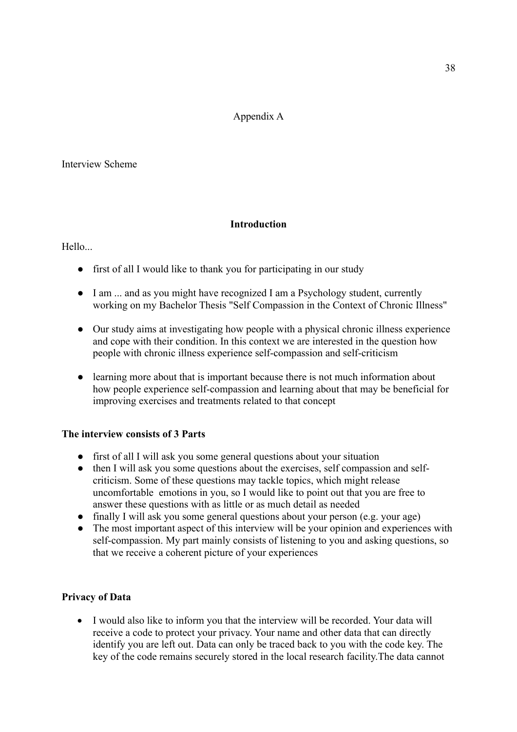Appendix A

Interview Scheme

**Introduction**

Hello...

- first of all I would like to thank you for participating in our study
- I am ... and as you might have recognized I am a Psychology student, currently working on my Bachelor Thesis "Self Compassion in the Context of Chronic Illness"
- Our study aims at investigating how people with a physical chronic illness experience and cope with their condition. In this context we are interested in the question how people with chronic illness experience self-compassion and self-criticism
- learning more about that is important because there is not much information about how people experience self-compassion and learning about that may be beneficial for improving exercises and treatments related to that concept

**The interview consists of 3 Parts**

- first of all I will ask you some general questions about your situation
- then I will ask you some questions about the exercises, self compassion and self-criticism. Some of these questions may tackle topics, which might release uncomfortable emotions in you, so I would like to point out that you are free to answer these questions with as little or as much detail as needed
- finally I will ask you some general questions about your person (e.g. your age)
- The most important aspect of this interview will be your opinion and experiences with self-compassion. My part mainly consists of listening to you and asking questions, so that we receive a coherent picture of your experiences

**Privacy of Data**

- I would also like to inform you that the interview will be recorded. Your data will receive a code to protect your privacy. Your name and other data that can directly identify you are left out. Data can only be traced back to you with the code key. The key of the code remains securely stored in the local research facility.The data cannot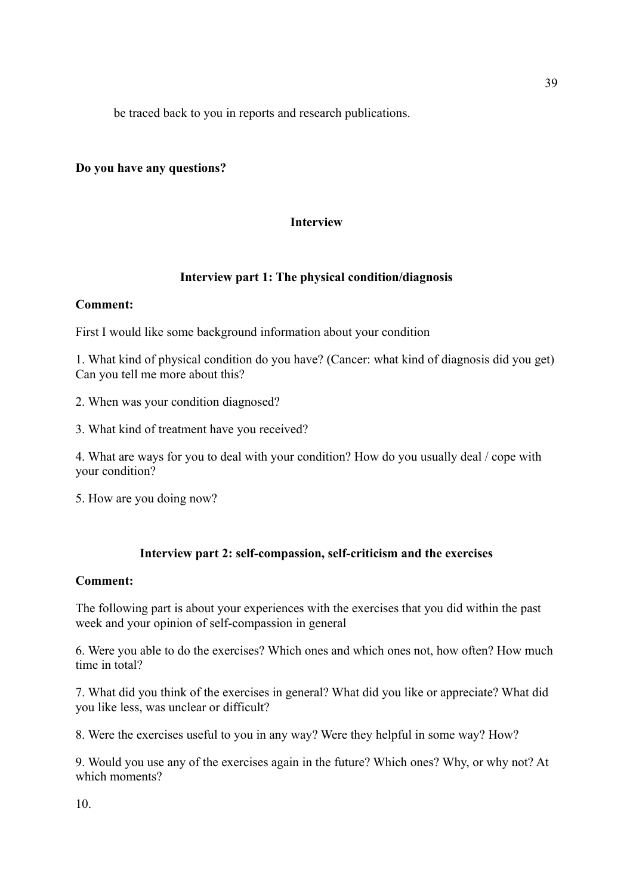be traced back to you in reports and research publications.

**Do you have any questions?**

## Interview

### Interview part 1: The physical condition/diagnosis

**Comment:**

First I would like some background information about your condition

1. What kind of physical condition do you have? (Cancer: what kind of diagnosis did you get) Can you tell me more about this?

2. When was your condition diagnosed?

3. What kind of treatment have you received?

4. What are ways for you to deal with your condition? How do you usually deal / cope with your condition?

5. How are you doing now?

### Interview part 2: self-compassion, self-criticism and the exercises

**Comment:**

The following part is about your experiences with the exercises that you did within the past week and your opinion of self-compassion in general

6. Were you able to do the exercises? Which ones and which ones not, how often? How much time in total?

7. What did you think of the exercises in general? What did you like or appreciate? What did you like less, was unclear or difficult?

8. Were the exercises useful to you in any way? Were they helpful in some way? How?

9. Would you use any of the exercises again in the future? Which ones? Why, or why not? At which moments?

10.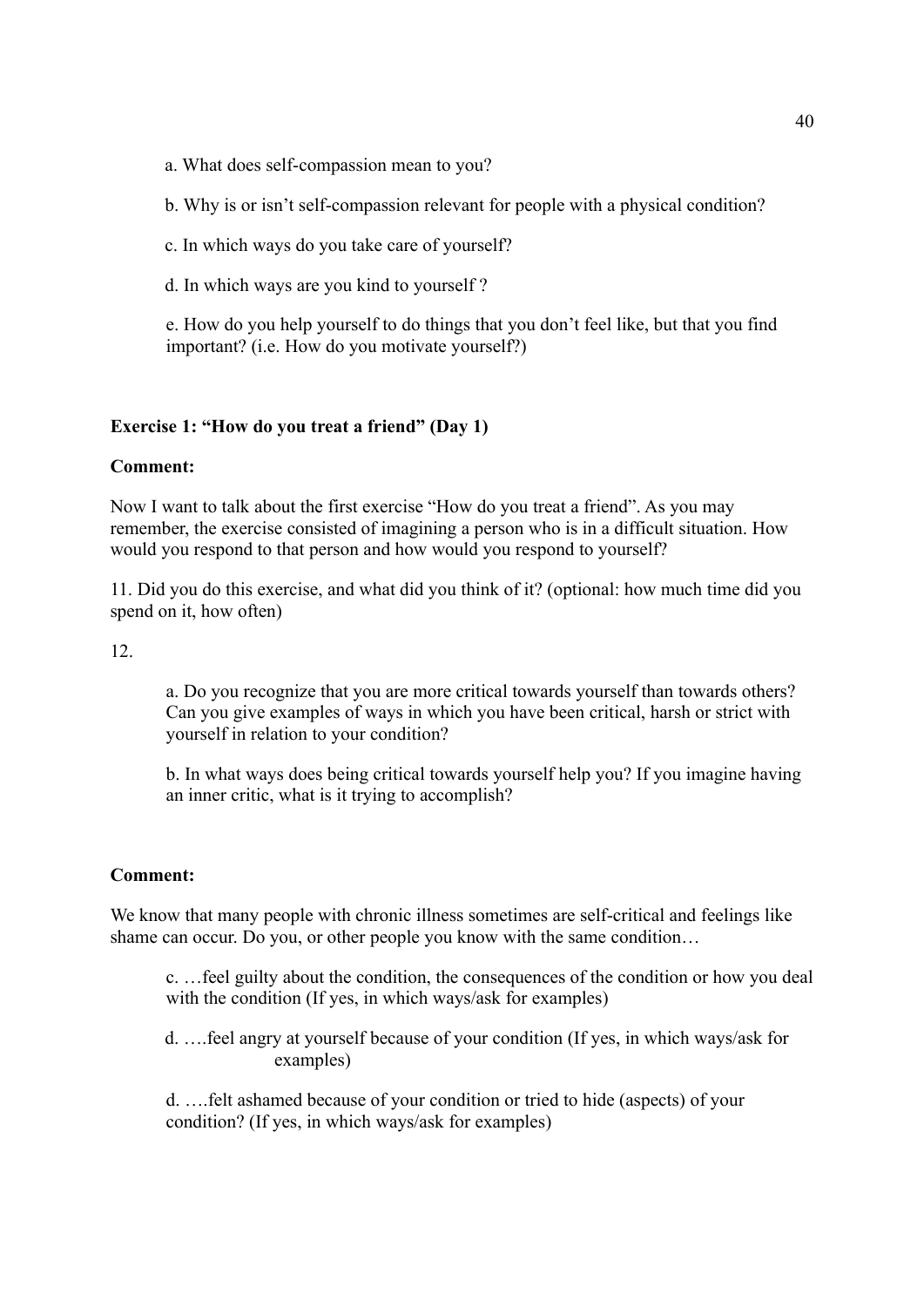a. What does self-compassion mean to you?

b. Why is or isn't self-compassion relevant for people with a physical condition?

c. In which ways do you take care of yourself?

d. In which ways are you kind to yourself ?

e. How do you help yourself to do things that you don't feel like, but that you find important? (i.e. How do you motivate yourself?)

**Exercise 1: "How do you treat a friend" (Day 1)**

**Comment:**

Now I want to talk about the first exercise "How do you treat a friend". As you may remember, the exercise consisted of imagining a person who is in a difficult situation. How would you respond to that person and how would you respond to yourself?

11. Did you do this exercise, and what did you think of it? (optional: how much time did you spend on it, how often)

12.

a. Do you recognize that you are more critical towards yourself than towards others? Can you give examples of ways in which you have been critical, harsh or strict with yourself in relation to your condition?

b. In what ways does being critical towards yourself help you? If you imagine having an inner critic, what is it trying to accomplish?

**Comment:**

We know that many people with chronic illness sometimes are self-critical and feelings like shame can occur. Do you, or other people you know with the same condition…

c. …feel guilty about the condition, the consequences of the condition or how you deal with the condition (If yes, in which ways/ask for examples)

d. ….feel angry at yourself because of your condition (If yes, in which ways/ask for examples)

d. ….felt ashamed because of your condition or tried to hide (aspects) of your condition? (If yes, in which ways/ask for examples)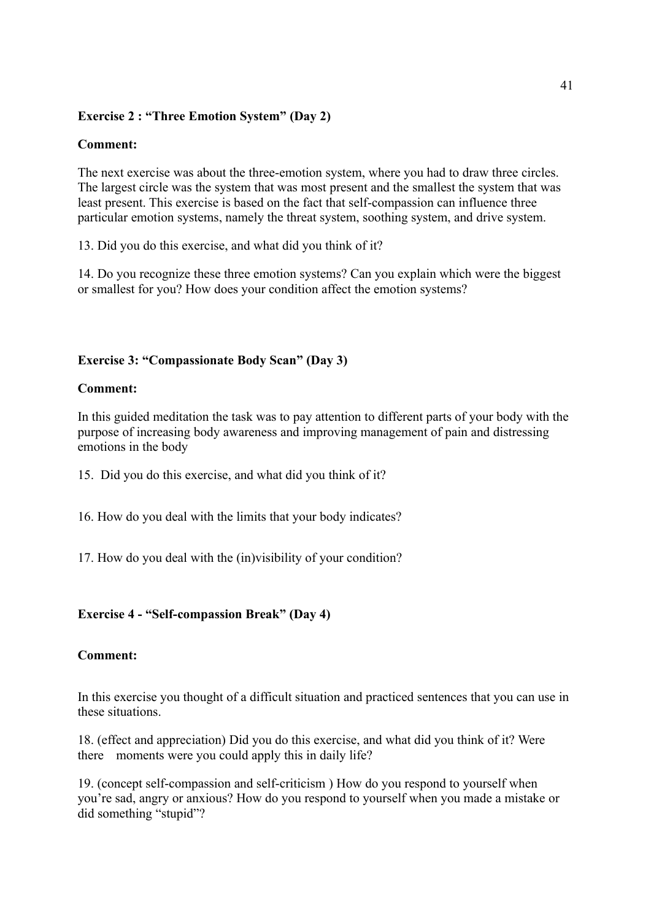**Exercise 2 : "Three Emotion System" (Day 2)**

**Comment:**

The next exercise was about the three-emotion system, where you had to draw three circles. The largest circle was the system that was most present and the smallest the system that was least present. This exercise is based on the fact that self-compassion can influence three particular emotion systems, namely the threat system, soothing system, and drive system.

13. Did you do this exercise, and what did you think of it?

14. Do you recognize these three emotion systems? Can you explain which were the biggest or smallest for you? How does your condition affect the emotion systems?

**Exercise 3: "Compassionate Body Scan" (Day 3)**

**Comment:**

In this guided meditation the task was to pay attention to different parts of your body with the purpose of increasing body awareness and improving management of pain and distressing emotions in the body

15. Did you do this exercise, and what did you think of it?

16. How do you deal with the limits that your body indicates?

17. How do you deal with the (in)visibility of your condition?

**Exercise 4 - "Self-compassion Break" (Day 4)**

**Comment:**

In this exercise you thought of a difficult situation and practiced sentences that you can use in these situations.

18. (effect and appreciation) Did you do this exercise, and what did you think of it? Were there moments were you could apply this in daily life?

19. (concept self-compassion and self-criticism ) How do you respond to yourself when you're sad, angry or anxious? How do you respond to yourself when you made a mistake or did something "stupid"?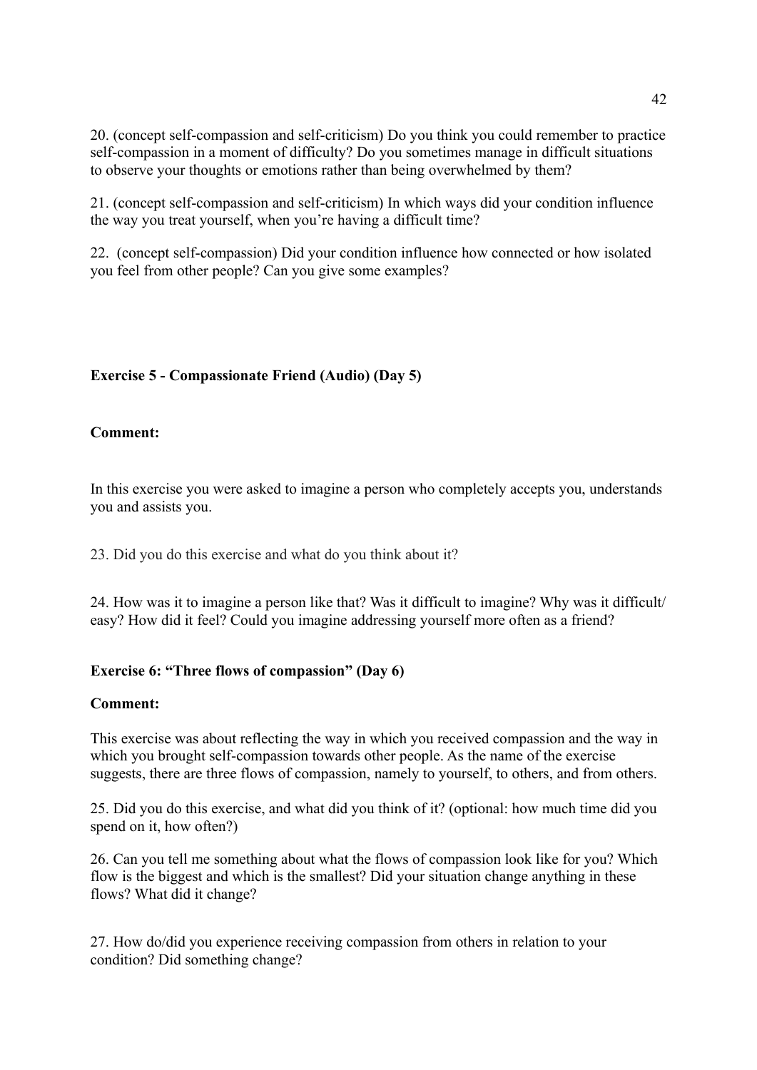20. (concept self-compassion and self-criticism) Do you think you could remember to practice self-compassion in a moment of difficulty? Do you sometimes manage in difficult situations to observe your thoughts or emotions rather than being overwhelmed by them?

21. (concept self-compassion and self-criticism) In which ways did your condition influence the way you treat yourself, when you're having a difficult time?

22. (concept self-compassion) Did your condition influence how connected or how isolated you feel from other people? Can you give some examples?

**Exercise 5 - Compassionate Friend (Audio) (Day 5)**

**Comment:**

In this exercise you were asked to imagine a person who completely accepts you, understands you and assists you.

23. Did you do this exercise and what do you think about it?

24. How was it to imagine a person like that? Was it difficult to imagine? Why was it difficult/ easy? How did it feel? Could you imagine addressing yourself more often as a friend?

**Exercise 6: "Three flows of compassion" (Day 6)**

**Comment:**

This exercise was about reflecting the way in which you received compassion and the way in which you brought self-compassion towards other people. As the name of the exercise suggests, there are three flows of compassion, namely to yourself, to others, and from others.

25. Did you do this exercise, and what did you think of it? (optional: how much time did you spend on it, how often?)

26. Can you tell me something about what the flows of compassion look like for you? Which flow is the biggest and which is the smallest? Did your situation change anything in these flows? What did it change?

27. How do/did you experience receiving compassion from others in relation to your condition? Did something change?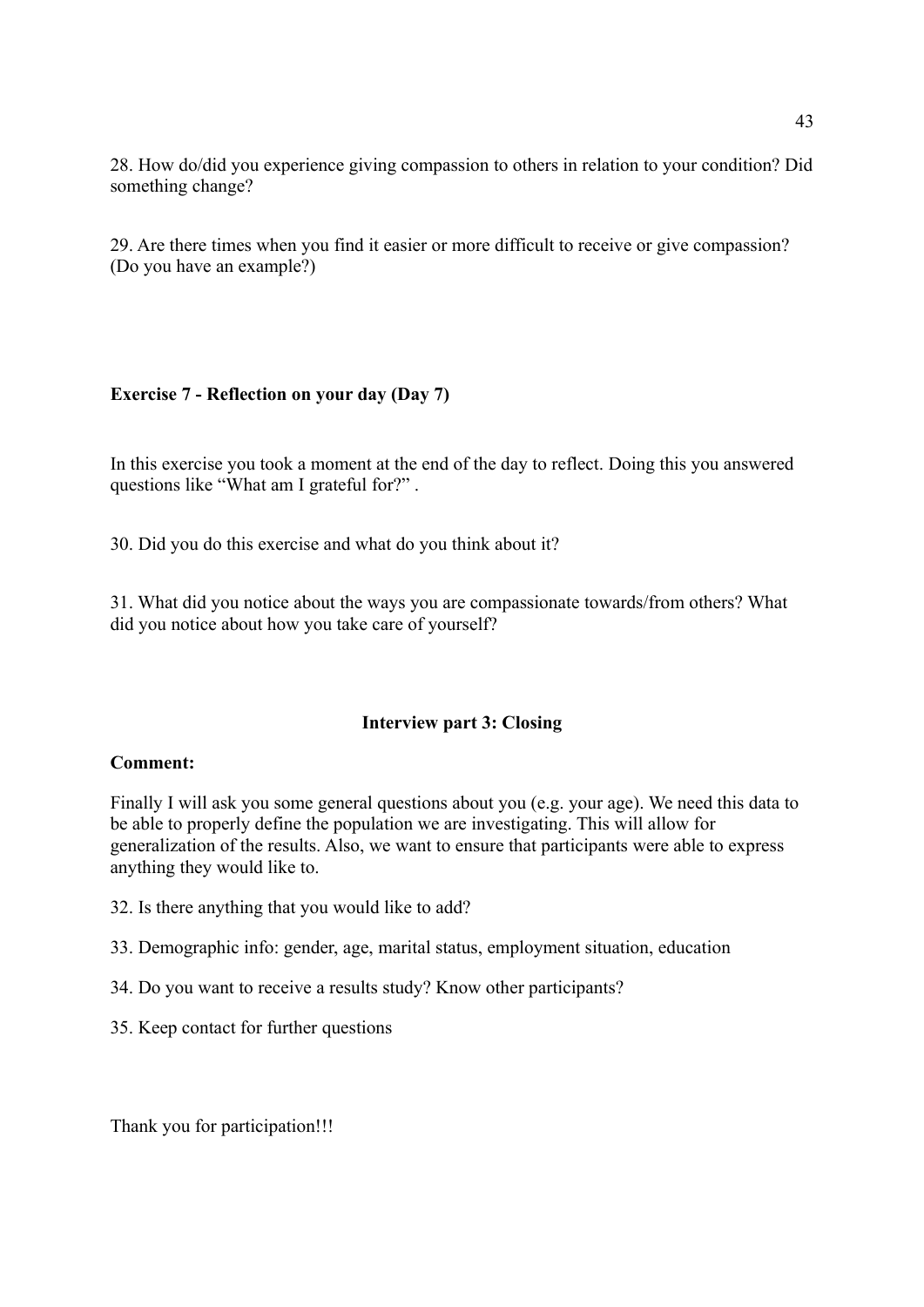28. How do/did you experience giving compassion to others in relation to your condition? Did something change?

29. Are there times when you find it easier or more difficult to receive or give compassion? (Do you have an example?)

**Exercise 7 - Reflection on your day (Day 7)**

In this exercise you took a moment at the end of the day to reflect. Doing this you answered questions like "What am I grateful for?" .

30. Did you do this exercise and what do you think about it?

31. What did you notice about the ways you are compassionate towards/from others? What did you notice about how you take care of yourself?

**Interview part 3: Closing**

**Comment:**

Finally I will ask you some general questions about you (e.g. your age). We need this data to be able to properly define the population we are investigating. This will allow for generalization of the results. Also, we want to ensure that participants were able to express anything they would like to.

32. Is there anything that you would like to add?

33. Demographic info: gender, age, marital status, employment situation, education

34. Do you want to receive a results study? Know other participants?

35. Keep contact for further questions

Thank you for participation!!!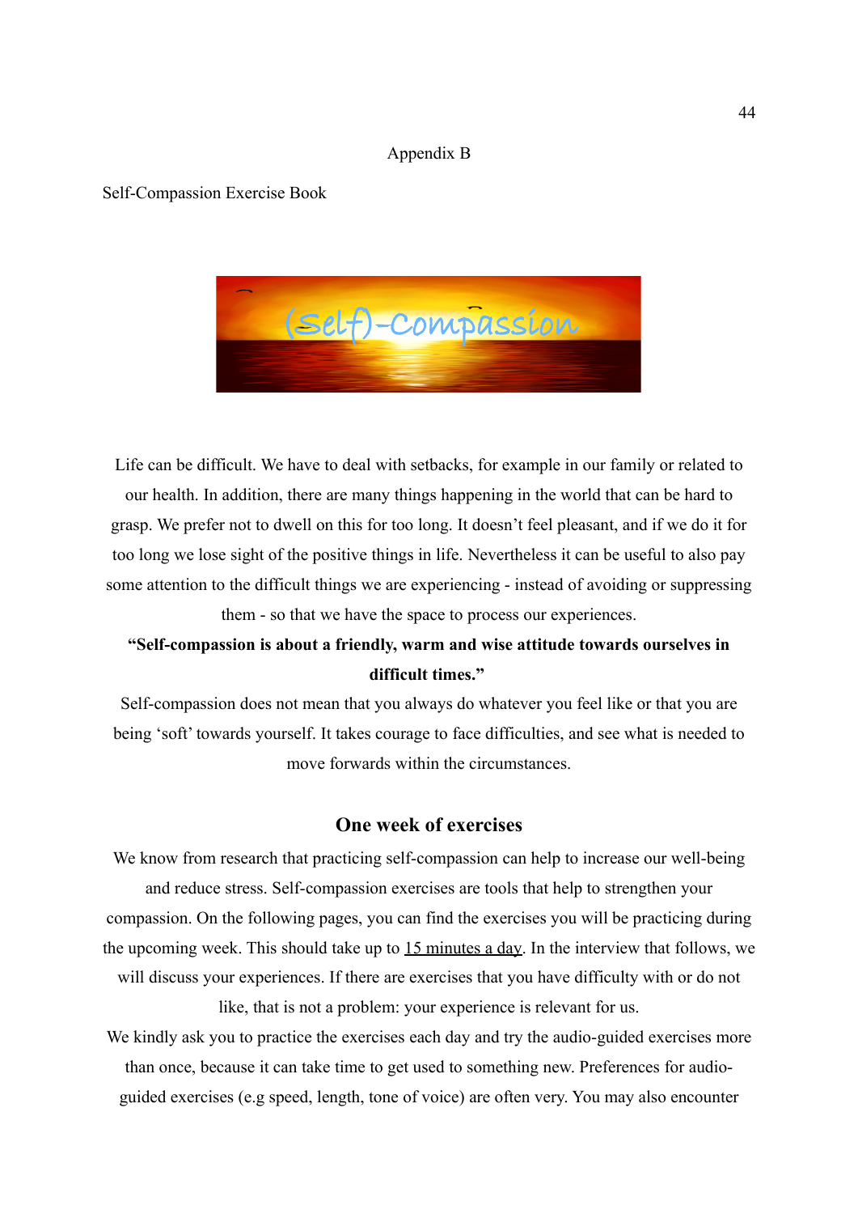# Appendix B

Self-Compassion Exercise Book

(Self)-Compassion

Life can be difficult. We have to deal with setbacks, for example in our family or related to our health. In addition, there are many things happening in the world that can be hard to grasp. We prefer not to dwell on this for too long. It doesn't feel pleasant, and if we do it for too long we lose sight of the positive things in life. Nevertheless it can be useful to also pay some attention to the difficult things we are experiencing - instead of avoiding or suppressing them - so that we have the space to process our experiences.

**"Self-compassion is about a friendly, warm and wise attitude towards ourselves in difficult times."**

Self-compassion does not mean that you always do whatever you feel like or that you are being 'soft' towards yourself. It takes courage to face difficulties, and see what is needed to move forwards within the circumstances.

## One week of exercises

We know from research that practicing self-compassion can help to increase our well-being and reduce stress. Self-compassion exercises are tools that help to strengthen your compassion. On the following pages, you can find the exercises you will be practicing during the upcoming week. This should take up to 15 minutes a day. In the interview that follows, we will discuss your experiences. If there are exercises that you have difficulty with or do not like, that is not a problem: your experience is relevant for us.

We kindly ask you to practice the exercises each day and try the audio-guided exercises more than once, because it can take time to get used to something new. Preferences for audio-guided exercises (e.g speed, length, tone of voice) are often very. You may also encounter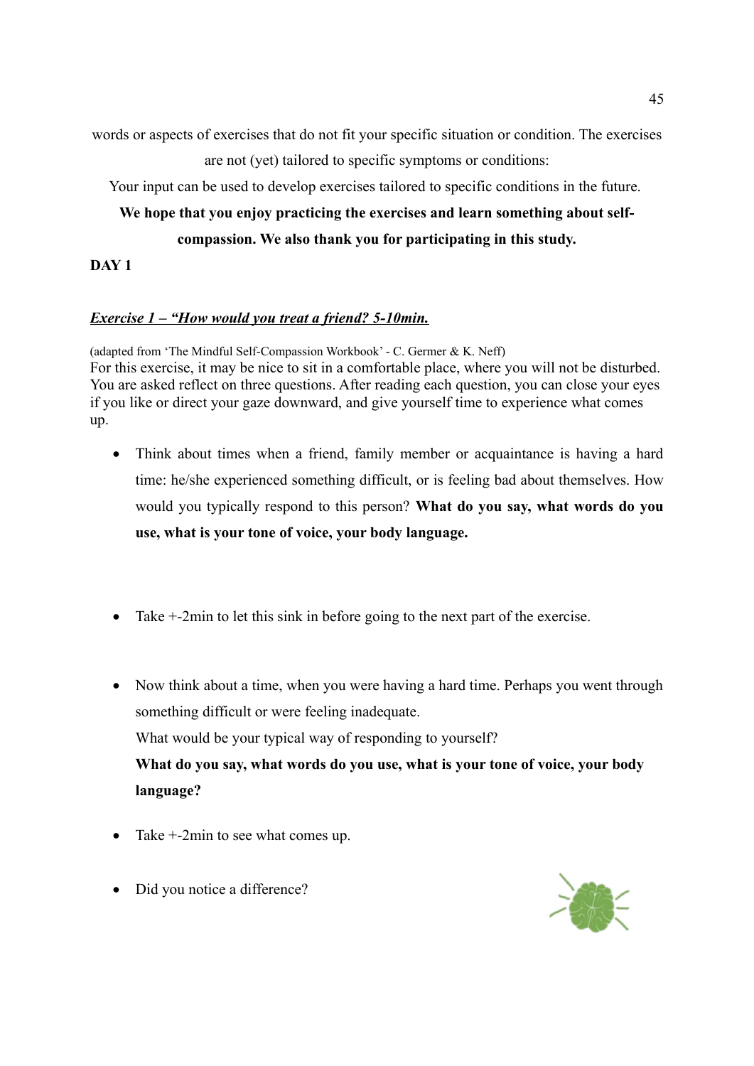words or aspects of exercises that do not fit your specific situation or condition. The exercises are not (yet) tailored to specific symptoms or conditions:

Your input can be used to develop exercises tailored to specific conditions in the future.

**We hope that you enjoy practicing the exercises and learn something about self-compassion. We also thank you for participating in this study.**

**DAY 1**

***Exercise 1 – "How would you treat a friend? 5-10min.***

(adapted from 'The Mindful Self-Compassion Workbook' - C. Germer & K. Neff)

For this exercise, it may be nice to sit in a comfortable place, where you will not be disturbed. You are asked reflect on three questions. After reading each question, you can close your eyes if you like or direct your gaze downward, and give yourself time to experience what comes up.

- Think about times when a friend, family member or acquaintance is having a hard time: he/she experienced something difficult, or is feeling bad about themselves. How would you typically respond to this person? **What do you say, what words do you use, what is your tone of voice, your body language.**

- Take +-2min to let this sink in before going to the next part of the exercise.

- Now think about a time, when you were having a hard time. Perhaps you went through something difficult or were feeling inadequate.
  What would be your typical way of responding to yourself?
  **What do you say, what words do you use, what is your tone of voice, your body language?**

- Take +-2min to see what comes up.

- Did you notice a difference?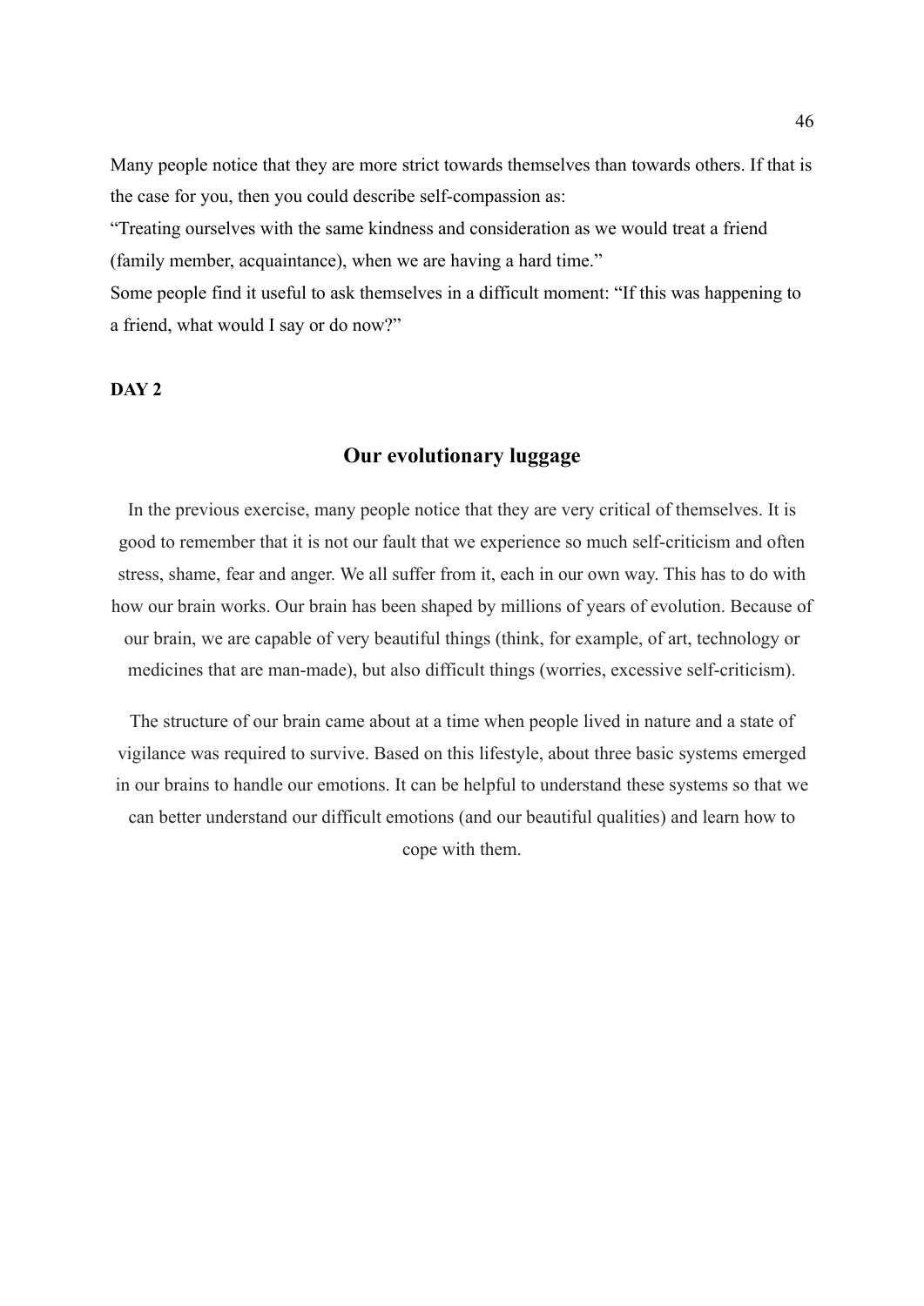Many people notice that they are more strict towards themselves than towards others. If that is the case for you, then you could describe self-compassion as:

"Treating ourselves with the same kindness and consideration as we would treat a friend (family member, acquaintance), when we are having a hard time."

Some people find it useful to ask themselves in a difficult moment: "If this was happening to a friend, what would I say or do now?"

**DAY 2**

## Our evolutionary luggage

In the previous exercise, many people notice that they are very critical of themselves. It is good to remember that it is not our fault that we experience so much self-criticism and often stress, shame, fear and anger. We all suffer from it, each in our own way. This has to do with how our brain works. Our brain has been shaped by millions of years of evolution. Because of our brain, we are capable of very beautiful things (think, for example, of art, technology or medicines that are man-made), but also difficult things (worries, excessive self-criticism).

The structure of our brain came about at a time when people lived in nature and a state of vigilance was required to survive. Based on this lifestyle, about three basic systems emerged in our brains to handle our emotions. It can be helpful to understand these systems so that we can better understand our difficult emotions (and our beautiful qualities) and learn how to cope with them.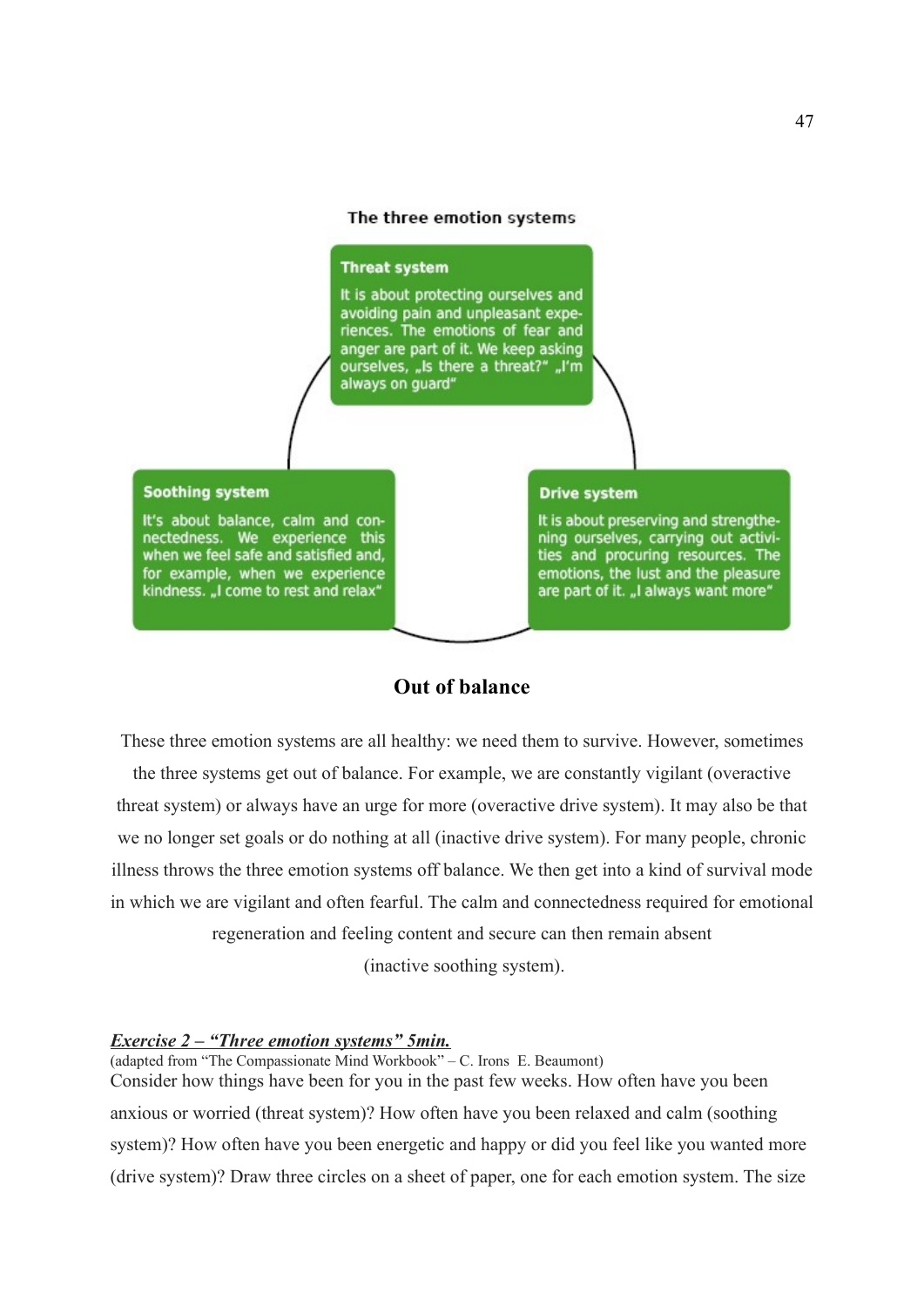**The three emotion systems**

**Threat system**

It is about protecting ourselves and avoiding pain and unpleasant experiences. The emotions of fear and anger are part of it. We keep asking ourselves, „Is there a threat?" „I'm always on guard"

**Soothing system**

It's about balance, calm and connectedness. We experience this when we feel safe and satisfied and, for example, when we experience kindness. „I come to rest and relax"

**Drive system**

It is about preserving and strengthening ourselves, carrying out activities and procuring resources. The emotions, the lust and the pleasure are part of it. „I always want more"

## Out of balance

These three emotion systems are all healthy: we need them to survive. However, sometimes the three systems get out of balance. For example, we are constantly vigilant (overactive threat system) or always have an urge for more (overactive drive system). It may also be that we no longer set goals or do nothing at all (inactive drive system). For many people, chronic illness throws the three emotion systems off balance. We then get into a kind of survival mode in which we are vigilant and often fearful. The calm and connectedness required for emotional regeneration and feeling content and secure can then remain absent (inactive soothing system).

***Exercise 2 – "Three emotion systems" 5min.***

(adapted from "The Compassionate Mind Workbook" – C. Irons  E. Beaumont)

Consider how things have been for you in the past few weeks. How often have you been anxious or worried (threat system)? How often have you been relaxed and calm (soothing system)? How often have you been energetic and happy or did you feel like you wanted more (drive system)? Draw three circles on a sheet of paper, one for each emotion system. The size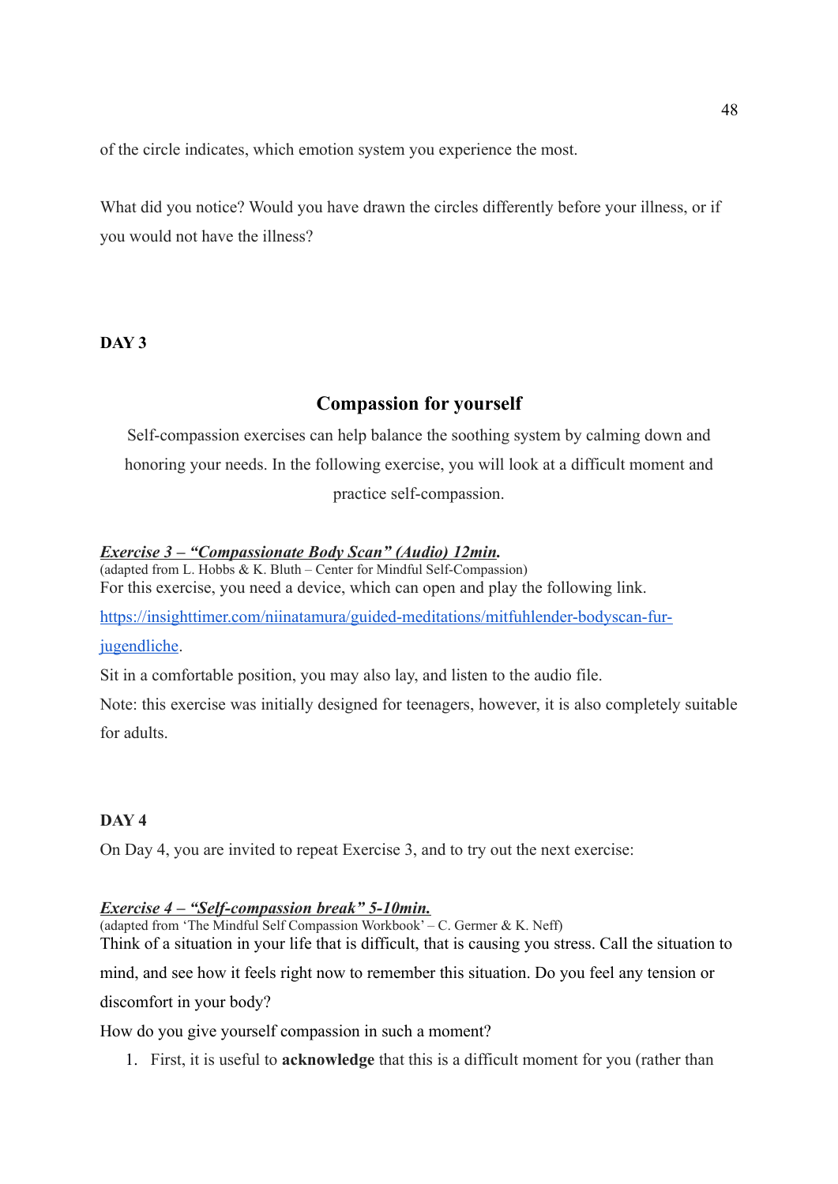of the circle indicates, which emotion system you experience the most.

What did you notice? Would you have drawn the circles differently before your illness, or if you would not have the illness?

**DAY 3**

## Compassion for yourself

Self-compassion exercises can help balance the soothing system by calming down and honoring your needs. In the following exercise, you will look at a difficult moment and practice self-compassion.

***Exercise 3 – "Compassionate Body Scan" (Audio) 12min.***
(adapted from L. Hobbs & K. Bluth – Center for Mindful Self-Compassion)
For this exercise, you need a device, which can open and play the following link.
https://insighttimer.com/niinatamura/guided-meditations/mitfuhlender-bodyscan-fur-jugendliche.
Sit in a comfortable position, you may also lay, and listen to the audio file.
Note: this exercise was initially designed for teenagers, however, it is also completely suitable for adults.

**DAY 4**

On Day 4, you are invited to repeat Exercise 3, and to try out the next exercise:

***Exercise 4 – "Self-compassion break" 5-10min.***
(adapted from 'The Mindful Self Compassion Workbook' – C. Germer & K. Neff)
Think of a situation in your life that is difficult, that is causing you stress. Call the situation to mind, and see how it feels right now to remember this situation. Do you feel any tension or discomfort in your body?
How do you give yourself compassion in such a moment?

1. First, it is useful to **acknowledge** that this is a difficult moment for you (rather than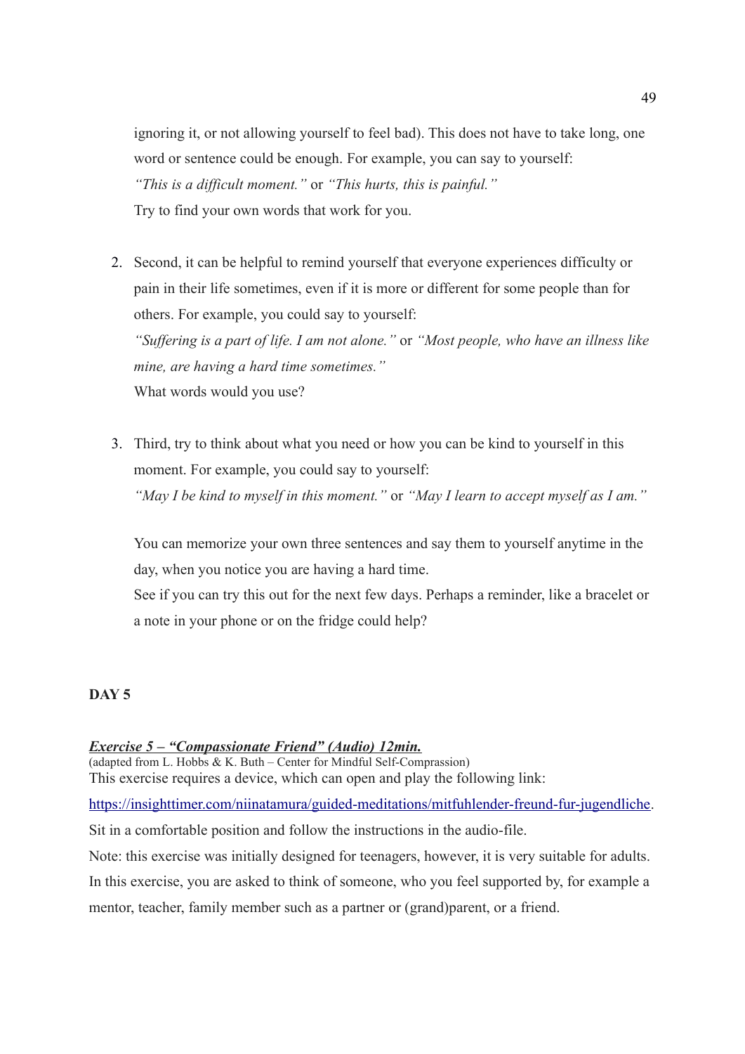ignoring it, or not allowing yourself to feel bad). This does not have to take long, one word or sentence could be enough. For example, you can say to yourself:
*"This is a difficult moment."* or *"This hurts, this is painful."*
Try to find your own words that work for you.

2. Second, it can be helpful to remind yourself that everyone experiences difficulty or pain in their life sometimes, even if it is more or different for some people than for others. For example, you could say to yourself:
*"Suffering is a part of life. I am not alone."* or *"Most people, who have an illness like mine, are having a hard time sometimes."*
What words would you use?

3. Third, try to think about what you need or how you can be kind to yourself in this moment. For example, you could say to yourself:
*"May I be kind to myself in this moment."* or *"May I learn to accept myself as I am."*

   You can memorize your own three sentences and say them to yourself anytime in the day, when you notice you are having a hard time.
   See if you can try this out for the next few days. Perhaps a reminder, like a bracelet or a note in your phone or on the fridge could help?

**DAY 5**

***<u>Exercise 5 – "Compassionate Friend" (Audio) 12min.</u>***
(adapted from L. Hobbs & K. Buth – Center for Mindful Self-Compression)
This exercise requires a device, which can open and play the following link:
[https://insighttimer.com/niinatamura/guided-meditations/mitfuhlender-freund-fur-jugendliche](https://insighttimer.com/niinatamura/guided-meditations/mitfuhlender-freund-fur-jugendliche).
Sit in a comfortable position and follow the instructions in the audio-file.
Note: this exercise was initially designed for teenagers, however, it is very suitable for adults. In this exercise, you are asked to think of someone, who you feel supported by, for example a mentor, teacher, family member such as a partner or (grand)parent, or a friend.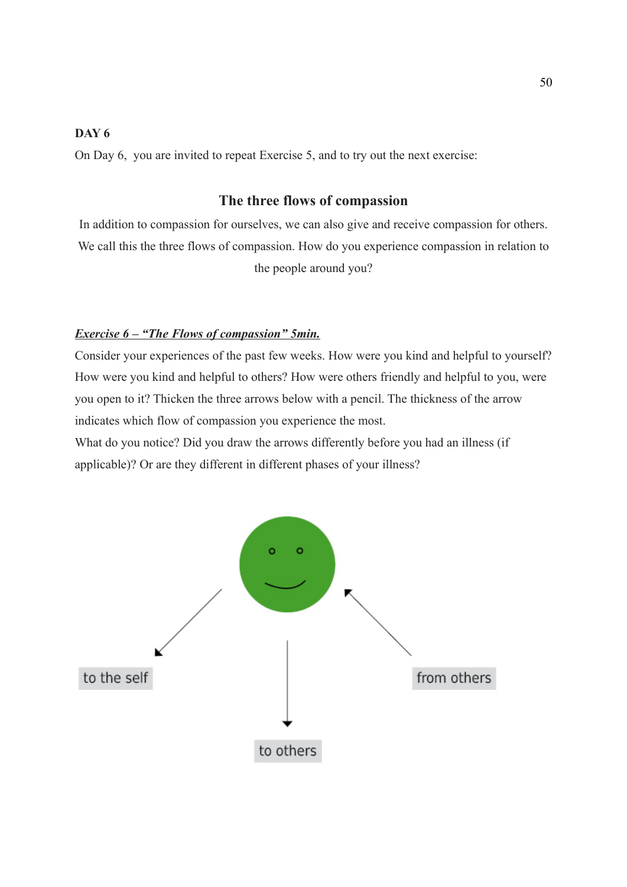**DAY 6**

On Day 6, you are invited to repeat Exercise 5, and to try out the next exercise:

### The three flows of compassion

In addition to compassion for ourselves, we can also give and receive compassion for others. We call this the three flows of compassion. How do you experience compassion in relation to the people around you?

***Exercise 6 – "The Flows of compassion" 5min.***

Consider your experiences of the past few weeks. How were you kind and helpful to yourself? How were you kind and helpful to others? How were others friendly and helpful to you, were you open to it? Thicken the three arrows below with a pencil. The thickness of the arrow indicates which flow of compassion you experience the most.

What do you notice? Did you draw the arrows differently before you had an illness (if applicable)? Or are they different in different phases of your illness?

to the self

from others

to others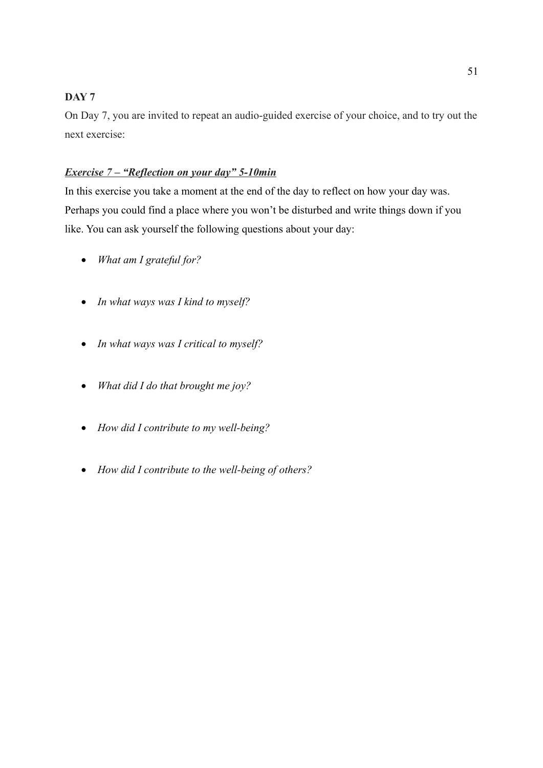**DAY 7**

On Day 7, you are invited to repeat an audio-guided exercise of your choice, and to try out the next exercise:

***<u>Exercise 7 – "Reflection on your day" 5-10min</u>***

In this exercise you take a moment at the end of the day to reflect on how your day was. Perhaps you could find a place where you won't be disturbed and write things down if you like. You can ask yourself the following questions about your day:

- *What am I grateful for?*
- *In what ways was I kind to myself?*
- *In what ways was I critical to myself?*
- *What did I do that brought me joy?*
- *How did I contribute to my well-being?*
- *How did I contribute to the well-being of others?*